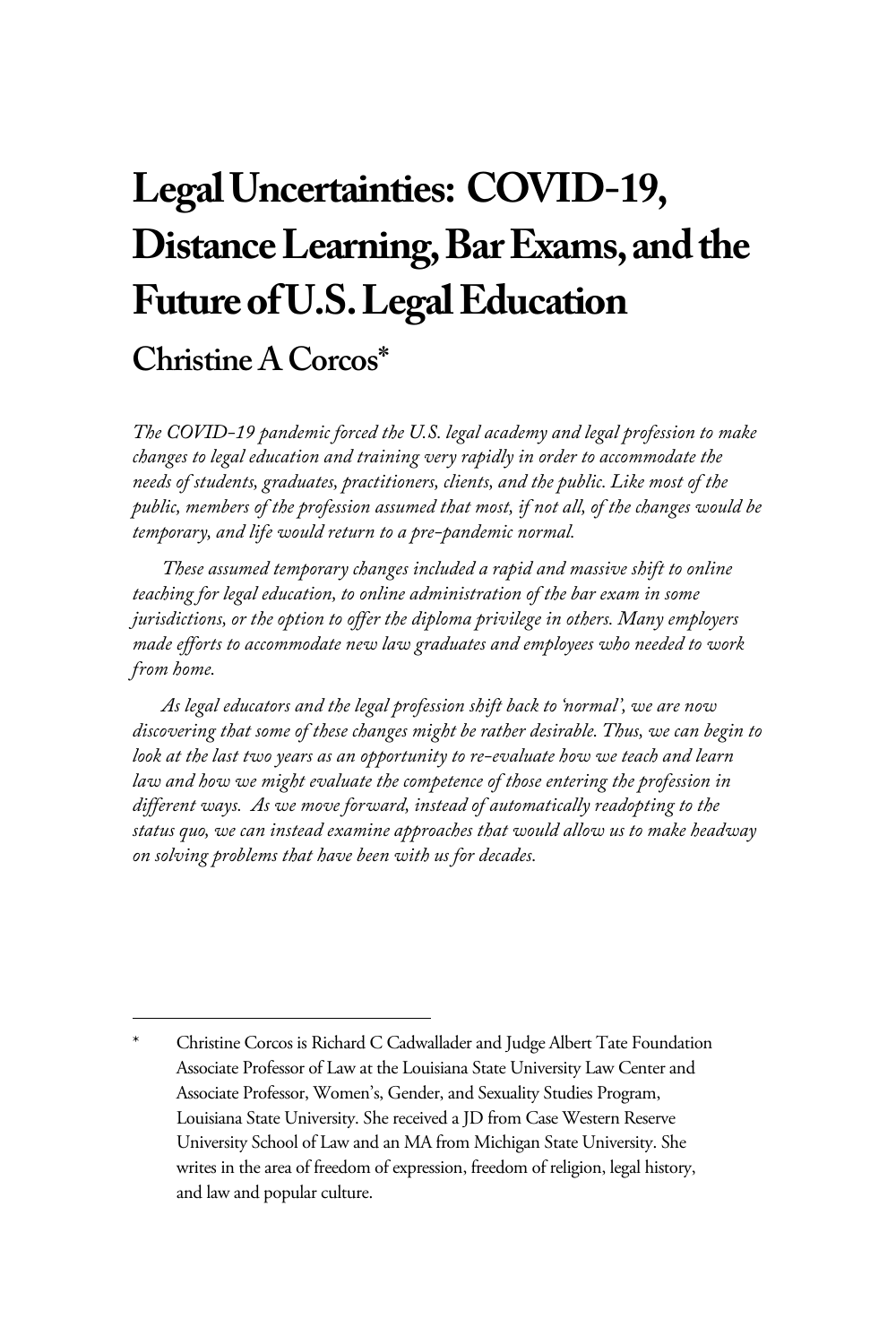# Legal Uncertainties: COVID-19, Distance Learning, Bar Exams, and the Future of U.S. Legal Education

## Christine A Corcos*

*The COVID-19 pandemic forced the U.S. legal academy and legal profession to make changes to legal education and training very rapidly in order to accommodate the needs of students, graduates, practitioners, clients, and the public. Like most of the public, members of the profession assumed that most, if not all, of the changes would be temporary, and life would return to a pre-pandemic normal.*

*These assumed temporary changes included a rapid and massive shift to online teaching for legal education, to online administration of the bar exam in some jurisdictions, or the option to offer the diploma privilege in others. Many employers made efforts to accommodate new law graduates and employees who needed to work from home.*

*As legal educators and the legal profession shift back to 'normal', we are now discovering that some of these changes might be rather desirable. Thus, we can begin to look at the last two years as an opportunity to re-evaluate how we teach and learn law and how we might evaluate the competence of those entering the profession in different ways. As we move forward, instead of automatically readopting to the status quo, we can instead examine approaches that would allow us to make headway on solving problems that have been with us for decades.*

---

\* Christine Corcos is Richard C Cadwallader and Judge Albert Tate Foundation Associate Professor of Law at the Louisiana State University Law Center and Associate Professor, Women's, Gender, and Sexuality Studies Program, Louisiana State University. She received a JD from Case Western Reserve University School of Law and an MA from Michigan State University. She writes in the area of freedom of expression, freedom of religion, legal history, and law and popular culture.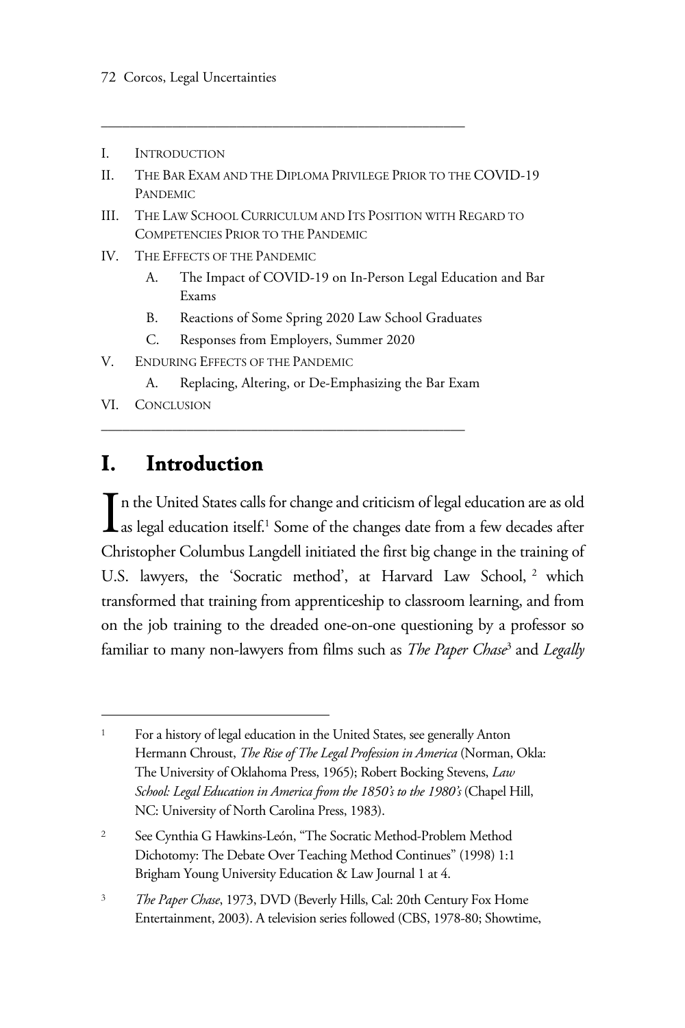I. INTRODUCTION
II. THE BAR EXAM AND THE DIPLOMA PRIVILEGE PRIOR TO THE COVID-19 PANDEMIC
III. THE LAW SCHOOL CURRICULUM AND ITS POSITION WITH REGARD TO COMPETENCIES PRIOR TO THE PANDEMIC
IV. THE EFFECTS OF THE PANDEMIC
   A. The Impact of COVID-19 on In-Person Legal Education and Bar Exams
   B. Reactions of Some Spring 2020 Law School Graduates
   C. Responses from Employers, Summer 2020
V. ENDURING EFFECTS OF THE PANDEMIC
   A. Replacing, Altering, or De-Emphasizing the Bar Exam
VI. CONCLUSION

# I. Introduction

In the United States calls for change and criticism of legal education are as old as legal education itself.[1] Some of the changes date from a few decades after Christopher Columbus Langdell initiated the first big change in the training of U.S. lawyers, the 'Socratic method', at Harvard Law School, [2] which transformed that training from apprenticeship to classroom learning, and from on the job training to the dreaded one-on-one questioning by a professor so familiar to many non-lawyers from films such as *The Paper Chase*[3] and *Legally*

---

[1] For a history of legal education in the United States, see generally Anton Hermann Chroust, *The Rise of The Legal Profession in America* (Norman, Okla: The University of Oklahoma Press, 1965); Robert Bocking Stevens, *Law School: Legal Education in America from the 1850's to the 1980's* (Chapel Hill, NC: University of North Carolina Press, 1983).

[2] See Cynthia G Hawkins-León, "The Socratic Method-Problem Method Dichotomy: The Debate Over Teaching Method Continues" (1998) 1:1 Brigham Young University Education & Law Journal 1 at 4.

[3] *The Paper Chase*, 1973, DVD (Beverly Hills, Cal: 20th Century Fox Home Entertainment, 2003). A television series followed (CBS, 1978-80; Showtime,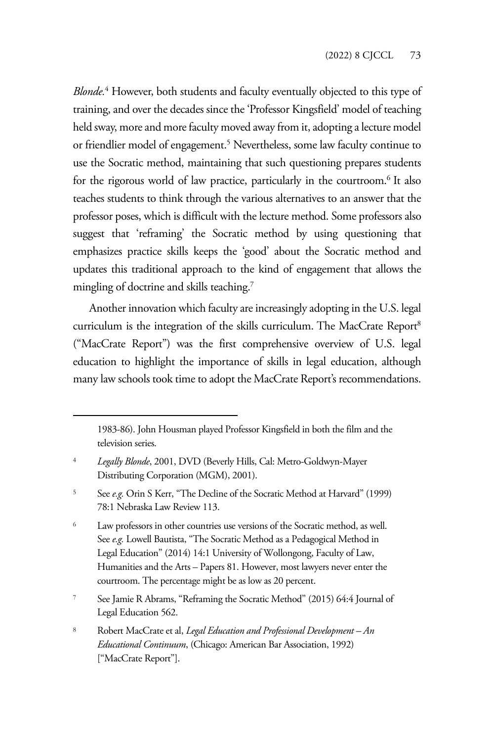*Blonde.*[4] However, both students and faculty eventually objected to this type of training, and over the decades since the 'Professor Kingsfield' model of teaching held sway, more and more faculty moved away from it, adopting a lecture model or friendlier model of engagement.[5] Nevertheless, some law faculty continue to use the Socratic method, maintaining that such questioning prepares students for the rigorous world of law practice, particularly in the courtroom.[6] It also teaches students to think through the various alternatives to an answer that the professor poses, which is difficult with the lecture method. Some professors also suggest that 'reframing' the Socratic method by using questioning that emphasizes practice skills keeps the 'good' about the Socratic method and updates this traditional approach to the kind of engagement that allows the mingling of doctrine and skills teaching.[7]

Another innovation which faculty are increasingly adopting in the U.S. legal curriculum is the integration of the skills curriculum. The MacCrate Report[8] ("MacCrate Report") was the first comprehensive overview of U.S. legal education to highlight the importance of skills in legal education, although many law schools took time to adopt the MacCrate Report's recommendations.

---

1983-86). John Housman played Professor Kingsfield in both the film and the television series.

[4] *Legally Blonde*, 2001, DVD (Beverly Hills, Cal: Metro-Goldwyn-Mayer Distributing Corporation (MGM), 2001).

[5] See *e.g.* Orin S Kerr, "The Decline of the Socratic Method at Harvard" (1999) 78:1 Nebraska Law Review 113.

[6] Law professors in other countries use versions of the Socratic method, as well. See *e.g.* Lowell Bautista, "The Socratic Method as a Pedagogical Method in Legal Education" (2014) 14:1 University of Wollongong, Faculty of Law, Humanities and the Arts – Papers 81. However, most lawyers never enter the courtroom. The percentage might be as low as 20 percent.

[7] See Jamie R Abrams, "Reframing the Socratic Method" (2015) 64:4 Journal of Legal Education 562.

[8] Robert MacCrate et al, *Legal Education and Professional Development – An Educational Continuum*, (Chicago: American Bar Association, 1992) ["MacCrate Report"].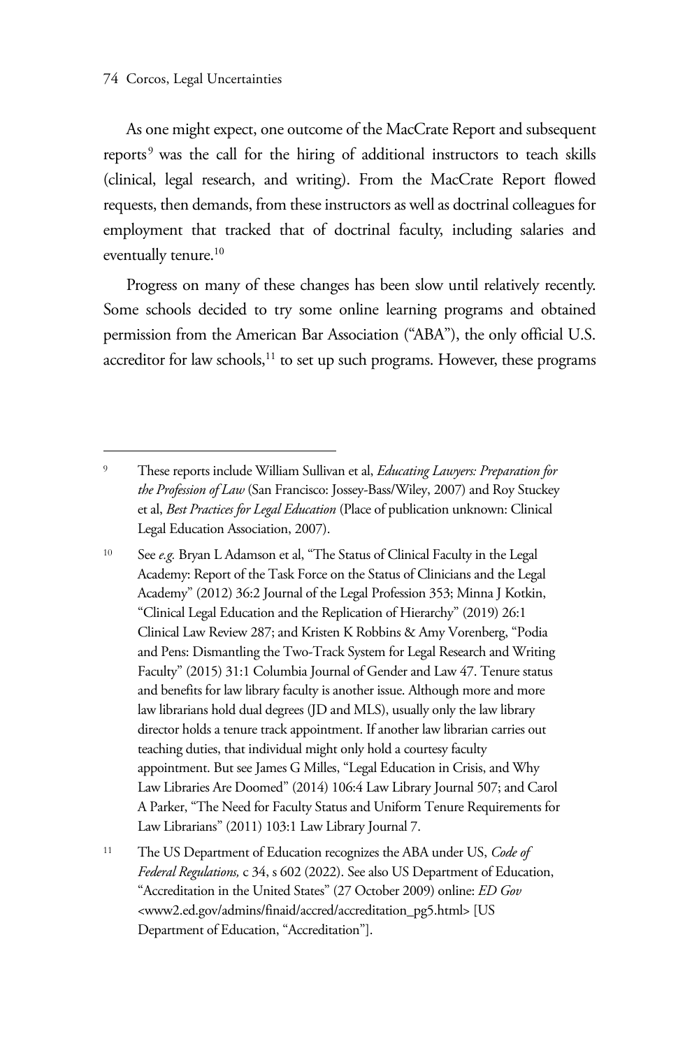As one might expect, one outcome of the MacCrate Report and subsequent reports[9] was the call for the hiring of additional instructors to teach skills (clinical, legal research, and writing). From the MacCrate Report flowed requests, then demands, from these instructors as well as doctrinal colleagues for employment that tracked that of doctrinal faculty, including salaries and eventually tenure.[10]

Progress on many of these changes has been slow until relatively recently. Some schools decided to try some online learning programs and obtained permission from the American Bar Association ("ABA"), the only official U.S. accreditor for law schools,[11] to set up such programs. However, these programs

---

[9] These reports include William Sullivan et al, *Educating Lawyers: Preparation for the Profession of Law* (San Francisco: Jossey-Bass/Wiley, 2007) and Roy Stuckey et al, *Best Practices for Legal Education* (Place of publication unknown: Clinical Legal Education Association, 2007).

[10] See *e.g.* Bryan L Adamson et al, "The Status of Clinical Faculty in the Legal Academy: Report of the Task Force on the Status of Clinicians and the Legal Academy" (2012) 36:2 Journal of the Legal Profession 353; Minna J Kotkin, "Clinical Legal Education and the Replication of Hierarchy" (2019) 26:1 Clinical Law Review 287; and Kristen K Robbins & Amy Vorenberg, "Podia and Pens: Dismantling the Two-Track System for Legal Research and Writing Faculty" (2015) 31:1 Columbia Journal of Gender and Law 47. Tenure status and benefits for law library faculty is another issue. Although more and more law librarians hold dual degrees (JD and MLS), usually only the law library director holds a tenure track appointment. If another law librarian carries out teaching duties, that individual might only hold a courtesy faculty appointment. But see James G Milles, "Legal Education in Crisis, and Why Law Libraries Are Doomed" (2014) 106:4 Law Library Journal 507; and Carol A Parker, "The Need for Faculty Status and Uniform Tenure Requirements for Law Librarians" (2011) 103:1 Law Library Journal 7.

[11] The US Department of Education recognizes the ABA under US, *Code of Federal Regulations,* c 34, s 602 (2022). See also US Department of Education, "Accreditation in the United States" (27 October 2009) online: *ED Gov* <www2.ed.gov/admins/finaid/accred/accreditation_pg5.html> [US Department of Education, "Accreditation"].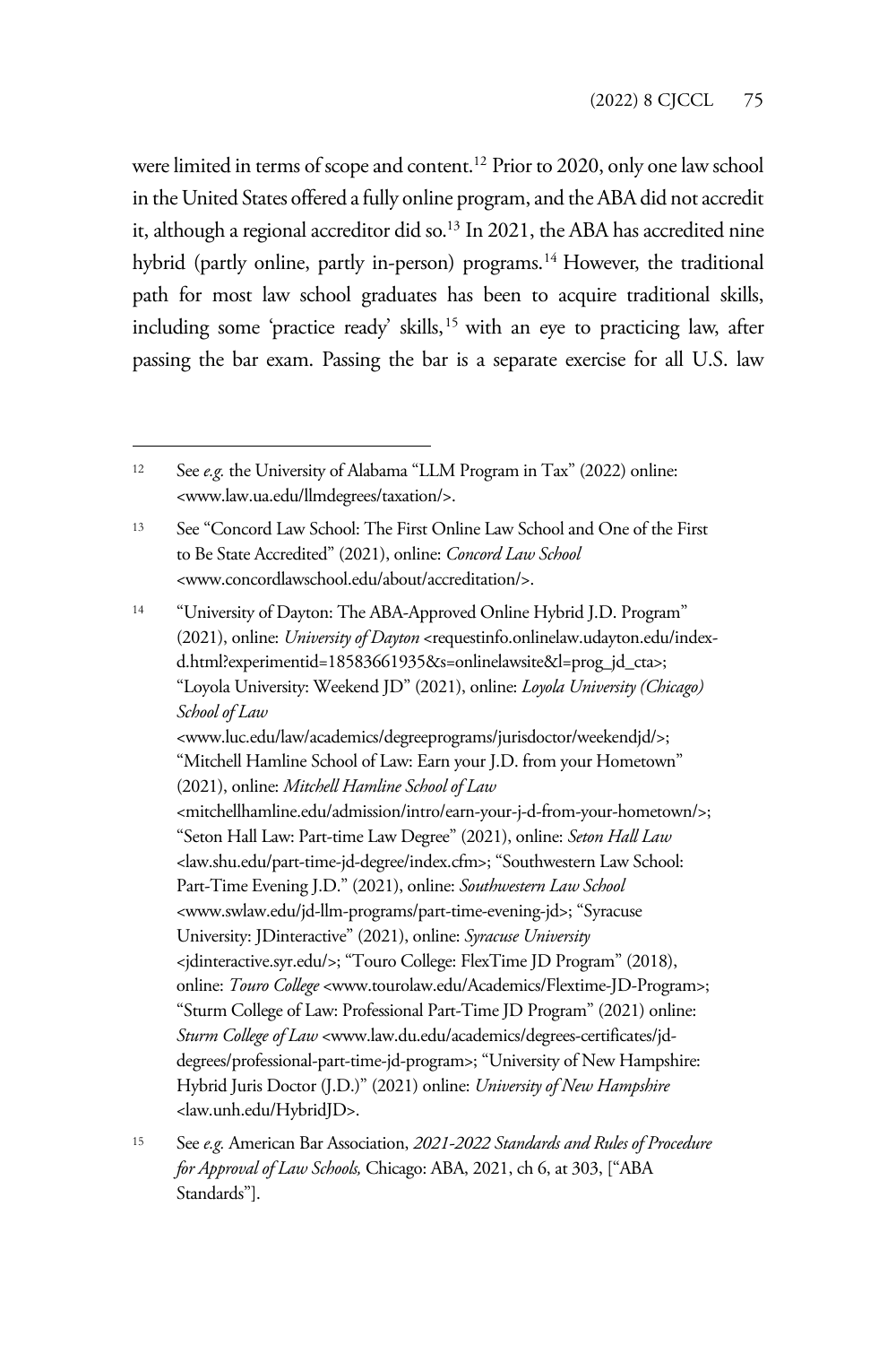were limited in terms of scope and content.[12] Prior to 2020, only one law school in the United States offered a fully online program, and the ABA did not accredit it, although a regional accreditor did so.[13] In 2021, the ABA has accredited nine hybrid (partly online, partly in-person) programs.[14] However, the traditional path for most law school graduates has been to acquire traditional skills, including some 'practice ready' skills,[15] with an eye to practicing law, after passing the bar exam. Passing the bar is a separate exercise for all U.S. law

---

[12] See *e.g.* the University of Alabama "LLM Program in Tax" (2022) online: <www.law.ua.edu/llmdegrees/taxation/>.

[13] See "Concord Law School: The First Online Law School and One of the First to Be State Accredited" (2021), online: *Concord Law School* <www.concordlawschool.edu/about/accreditation/>.

[14] "University of Dayton: The ABA-Approved Online Hybrid J.D. Program" (2021), online: *University of Dayton* <requestinfo.onlinelaw.udayton.edu/index-d.html?experimentid=18583661935&s=onlinelawsite&l=prog_jd_cta>; "Loyola University: Weekend JD" (2021), online: *Loyola University (Chicago) School of Law* <www.luc.edu/law/academics/degreeprograms/jurisdoctor/weekendjd/>; "Mitchell Hamline School of Law: Earn your J.D. from your Hometown" (2021), online: *Mitchell Hamline School of Law* <mitchellhamline.edu/admission/intro/earn-your-j-d-from-your-hometown/>; "Seton Hall Law: Part-time Law Degree" (2021), online: *Seton Hall Law* <law.shu.edu/part-time-jd-degree/index.cfm>; "Southwestern Law School: Part-Time Evening J.D." (2021), online: *Southwestern Law School* <www.swlaw.edu/jd-llm-programs/part-time-evening-jd>; "Syracuse University: JDinteractive" (2021), online: *Syracuse University* <jdinteractive.syr.edu/>; "Touro College: FlexTime JD Program" (2018), online: *Touro College* <www.tourolaw.edu/Academics/Flextime-JD-Program>; "Sturm College of Law: Professional Part-Time JD Program" (2021) online: *Sturm College of Law* <www.law.du.edu/academics/degrees-certificates/jd-degrees/professional-part-time-jd-program>; "University of New Hampshire: Hybrid Juris Doctor (J.D.)" (2021) online: *University of New Hampshire* <law.unh.edu/HybridJD>.

[15] See *e.g.* American Bar Association, *2021-2022 Standards and Rules of Procedure for Approval of Law Schools,* Chicago: ABA, 2021, ch 6, at 303, ["ABA Standards"].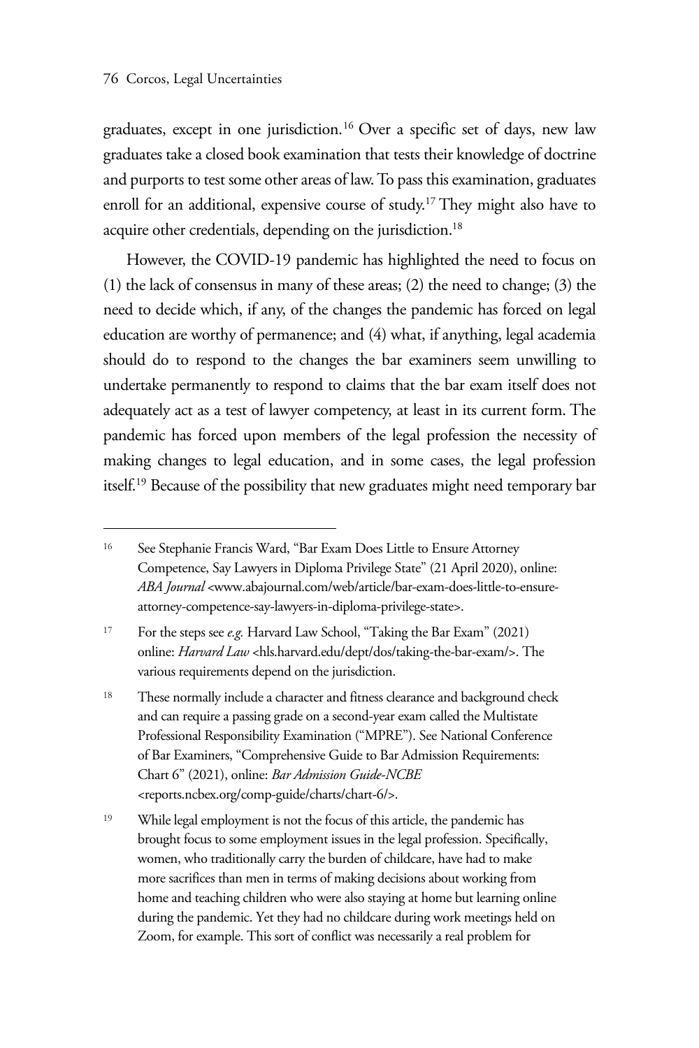graduates, except in one jurisdiction.[16] Over a specific set of days, new law graduates take a closed book examination that tests their knowledge of doctrine and purports to test some other areas of law. To pass this examination, graduates enroll for an additional, expensive course of study.[17] They might also have to acquire other credentials, depending on the jurisdiction.[18]

However, the COVID-19 pandemic has highlighted the need to focus on (1) the lack of consensus in many of these areas; (2) the need to change; (3) the need to decide which, if any, of the changes the pandemic has forced on legal education are worthy of permanence; and (4) what, if anything, legal academia should do to respond to the changes the bar examiners seem unwilling to undertake permanently to respond to claims that the bar exam itself does not adequately act as a test of lawyer competency, at least in its current form. The pandemic has forced upon members of the legal profession the necessity of making changes to legal education, and in some cases, the legal profession itself.[19] Because of the possibility that new graduates might need temporary bar

---

[16] See Stephanie Francis Ward, "Bar Exam Does Little to Ensure Attorney Competence, Say Lawyers in Diploma Privilege State" (21 April 2020), online: *ABA Journal* <www.abajournal.com/web/article/bar-exam-does-little-to-ensure-attorney-competence-say-lawyers-in-diploma-privilege-state>.

[17] For the steps see *e.g.* Harvard Law School, "Taking the Bar Exam" (2021) online: *Harvard Law* <hls.harvard.edu/dept/dos/taking-the-bar-exam/>. The various requirements depend on the jurisdiction.

[18] These normally include a character and fitness clearance and background check and can require a passing grade on a second-year exam called the Multistate Professional Responsibility Examination ("MPRE"). See National Conference of Bar Examiners, "Comprehensive Guide to Bar Admission Requirements: Chart 6" (2021), online: *Bar Admission Guide-NCBE* <reports.ncbex.org/comp-guide/charts/chart-6/>.

[19] While legal employment is not the focus of this article, the pandemic has brought focus to some employment issues in the legal profession. Specifically, women, who traditionally carry the burden of childcare, have had to make more sacrifices than men in terms of making decisions about working from home and teaching children who were also staying at home but learning online during the pandemic. Yet they had no childcare during work meetings held on Zoom, for example. This sort of conflict was necessarily a real problem for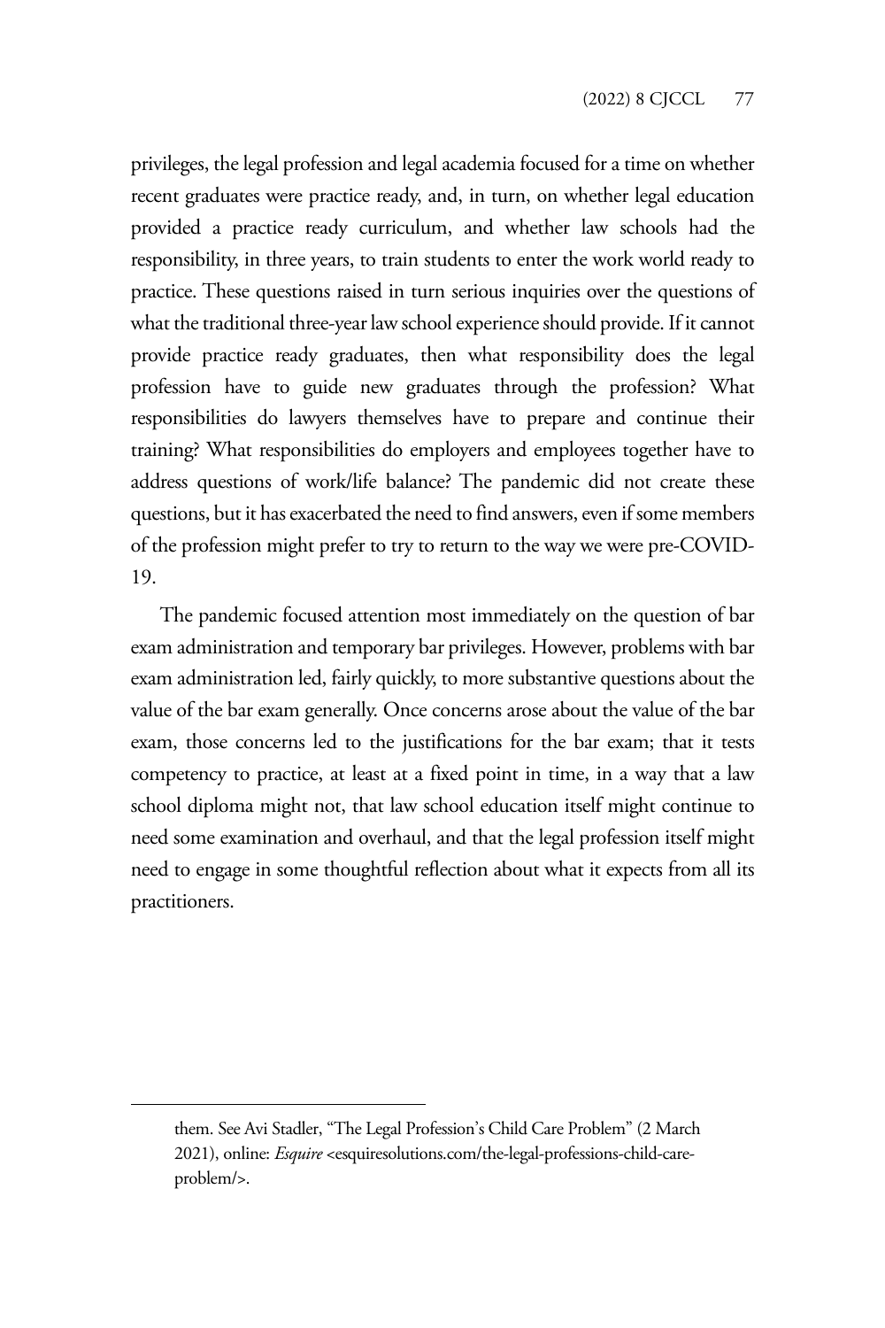privileges, the legal profession and legal academia focused for a time on whether recent graduates were practice ready, and, in turn, on whether legal education provided a practice ready curriculum, and whether law schools had the responsibility, in three years, to train students to enter the work world ready to practice. These questions raised in turn serious inquiries over the questions of what the traditional three-year law school experience should provide. If it cannot provide practice ready graduates, then what responsibility does the legal profession have to guide new graduates through the profession? What responsibilities do lawyers themselves have to prepare and continue their training? What responsibilities do employers and employees together have to address questions of work/life balance? The pandemic did not create these questions, but it has exacerbated the need to find answers, even if some members of the profession might prefer to try to return to the way we were pre-COVID-19.

The pandemic focused attention most immediately on the question of bar exam administration and temporary bar privileges. However, problems with bar exam administration led, fairly quickly, to more substantive questions about the value of the bar exam generally. Once concerns arose about the value of the bar exam, those concerns led to the justifications for the bar exam; that it tests competency to practice, at least at a fixed point in time, in a way that a law school diploma might not, that law school education itself might continue to need some examination and overhaul, and that the legal profession itself might need to engage in some thoughtful reflection about what it expects from all its practitioners.

---

them. See Avi Stadler, "The Legal Profession's Child Care Problem" (2 March 2021), online: *Esquire* <esquiresolutions.com/the-legal-professions-child-care-problem/>.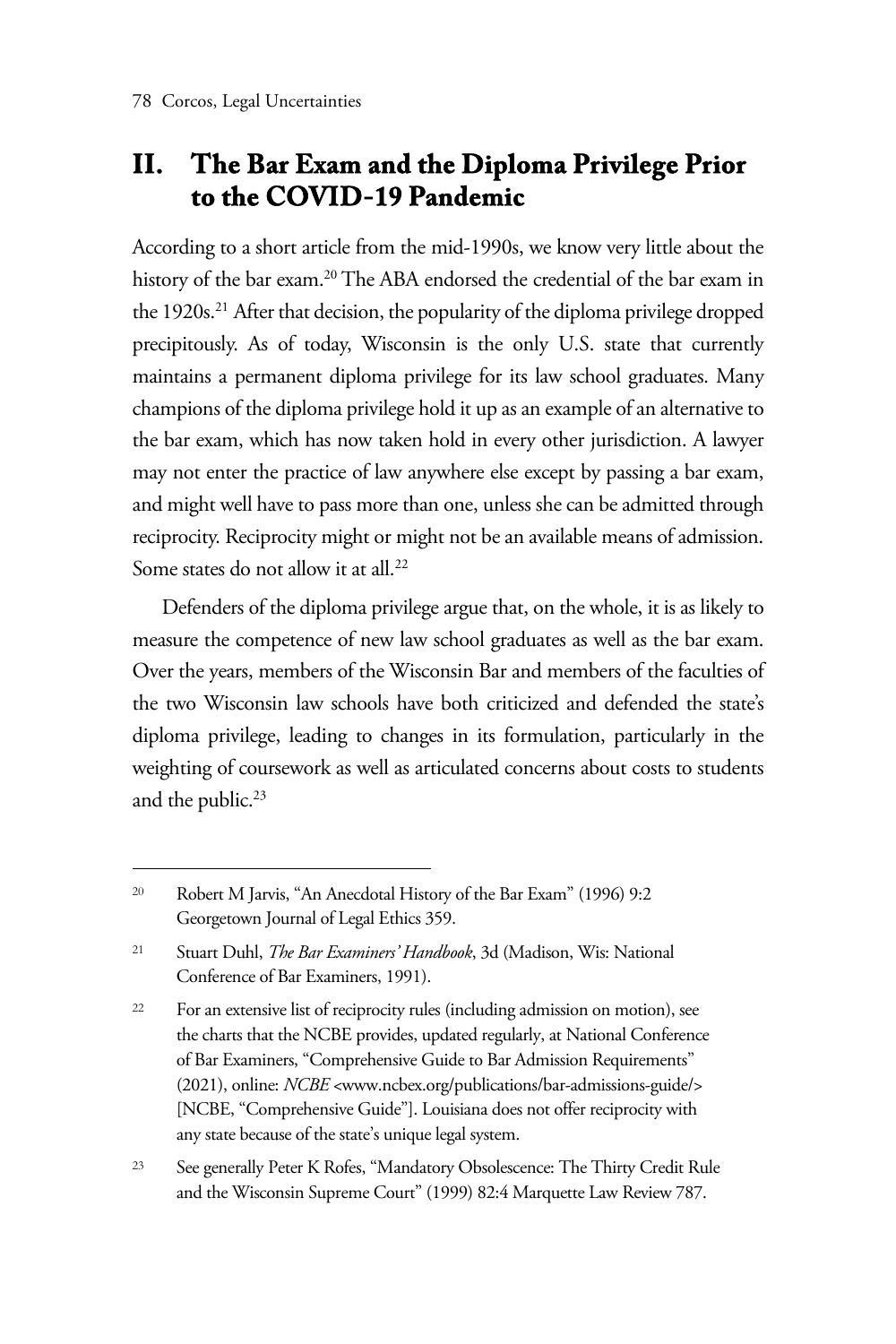## II. The Bar Exam and the Diploma Privilege Prior to the COVID-19 Pandemic

According to a short article from the mid-1990s, we know very little about the history of the bar exam.[20] The ABA endorsed the credential of the bar exam in the 1920s.[21] After that decision, the popularity of the diploma privilege dropped precipitously. As of today, Wisconsin is the only U.S. state that currently maintains a permanent diploma privilege for its law school graduates. Many champions of the diploma privilege hold it up as an example of an alternative to the bar exam, which has now taken hold in every other jurisdiction. A lawyer may not enter the practice of law anywhere else except by passing a bar exam, and might well have to pass more than one, unless she can be admitted through reciprocity. Reciprocity might or might not be an available means of admission. Some states do not allow it at all.[22]

Defenders of the diploma privilege argue that, on the whole, it is as likely to measure the competence of new law school graduates as well as the bar exam. Over the years, members of the Wisconsin Bar and members of the faculties of the two Wisconsin law schools have both criticized and defended the state's diploma privilege, leading to changes in its formulation, particularly in the weighting of coursework as well as articulated concerns about costs to students and the public.[23]

---

[20] Robert M Jarvis, "An Anecdotal History of the Bar Exam" (1996) 9:2 Georgetown Journal of Legal Ethics 359.

[21] Stuart Duhl, *The Bar Examiners' Handbook*, 3d (Madison, Wis: National Conference of Bar Examiners, 1991).

[22] For an extensive list of reciprocity rules (including admission on motion), see the charts that the NCBE provides, updated regularly, at National Conference of Bar Examiners, "Comprehensive Guide to Bar Admission Requirements" (2021), online: *NCBE* <www.ncbex.org/publications/bar-admissions-guide/> [NCBE, "Comprehensive Guide"]. Louisiana does not offer reciprocity with any state because of the state's unique legal system.

[23] See generally Peter K Rofes, "Mandatory Obsolescence: The Thirty Credit Rule and the Wisconsin Supreme Court" (1999) 82:4 Marquette Law Review 787.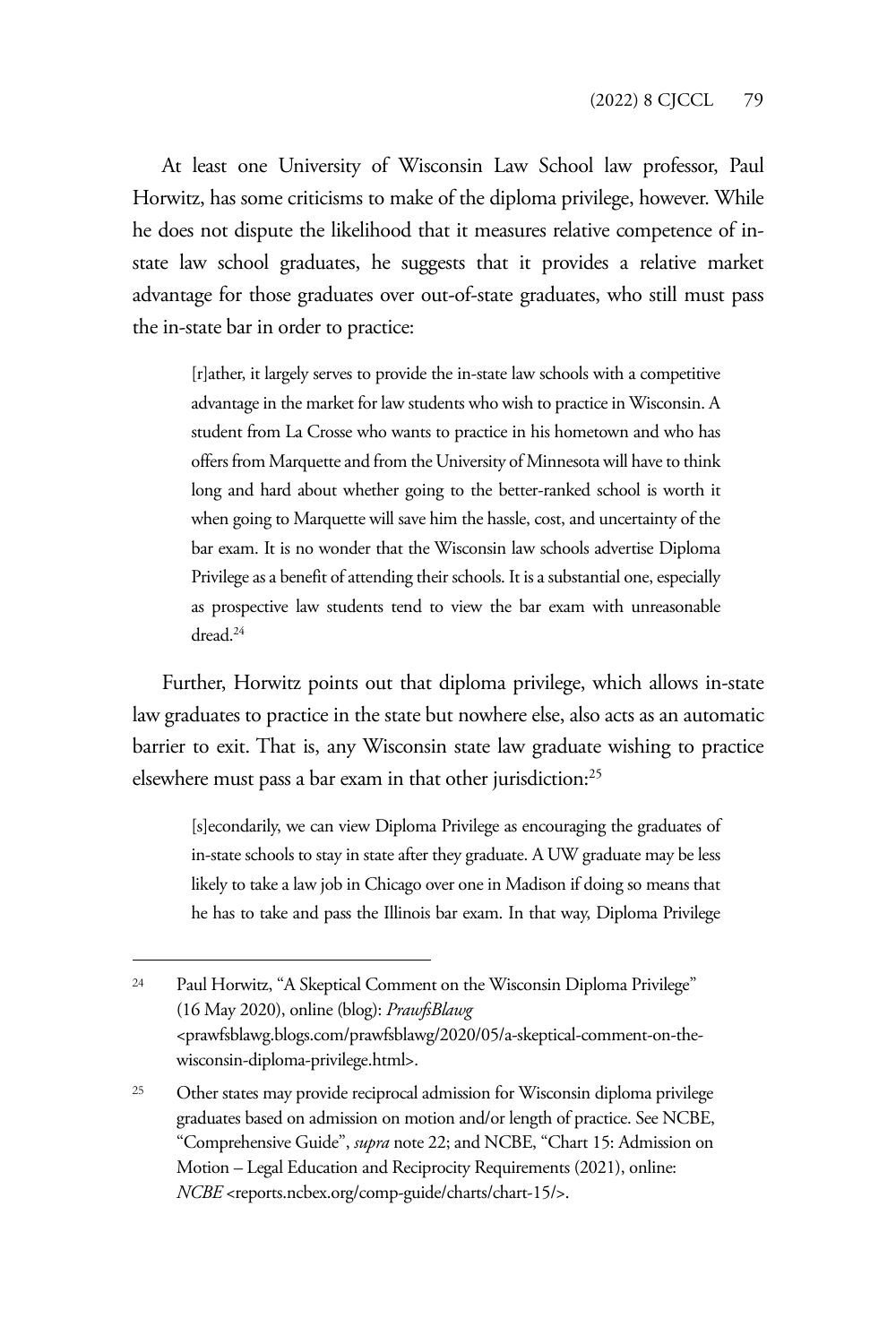At least one University of Wisconsin Law School law professor, Paul Horwitz, has some criticisms to make of the diploma privilege, however. While he does not dispute the likelihood that it measures relative competence of in-state law school graduates, he suggests that it provides a relative market advantage for those graduates over out-of-state graduates, who still must pass the in-state bar in order to practice:

> [r]ather, it largely serves to provide the in-state law schools with a competitive advantage in the market for law students who wish to practice in Wisconsin. A student from La Crosse who wants to practice in his hometown and who has offers from Marquette and from the University of Minnesota will have to think long and hard about whether going to the better-ranked school is worth it when going to Marquette will save him the hassle, cost, and uncertainty of the bar exam. It is no wonder that the Wisconsin law schools advertise Diploma Privilege as a benefit of attending their schools. It is a substantial one, especially as prospective law students tend to view the bar exam with unreasonable dread.[24]

Further, Horwitz points out that diploma privilege, which allows in-state law graduates to practice in the state but nowhere else, also acts as an automatic barrier to exit. That is, any Wisconsin state law graduate wishing to practice elsewhere must pass a bar exam in that other jurisdiction:[25]

> [s]econdarily, we can view Diploma Privilege as encouraging the graduates of in-state schools to stay in state after they graduate. A UW graduate may be less likely to take a law job in Chicago over one in Madison if doing so means that he has to take and pass the Illinois bar exam. In that way, Diploma Privilege

---

[24] Paul Horwitz, "A Skeptical Comment on the Wisconsin Diploma Privilege" (16 May 2020), online (blog): *PrawfsBlawg* <prawfsblawg.blogs.com/prawfsblawg/2020/05/a-skeptical-comment-on-the-wisconsin-diploma-privilege.html>.

[25] Other states may provide reciprocal admission for Wisconsin diploma privilege graduates based on admission on motion and/or length of practice. See NCBE, "Comprehensive Guide", *supra* note 22; and NCBE, "Chart 15: Admission on Motion – Legal Education and Reciprocity Requirements (2021), online: *NCBE* <reports.ncbex.org/comp-guide/charts/chart-15/>.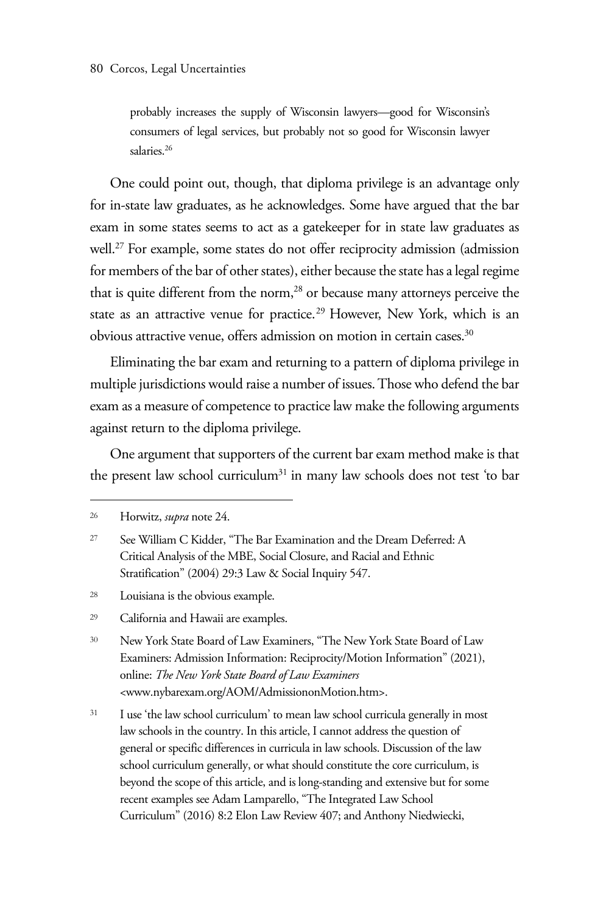> probably increases the supply of Wisconsin lawyers—good for Wisconsin's consumers of legal services, but probably not so good for Wisconsin lawyer salaries.[26]

One could point out, though, that diploma privilege is an advantage only for in-state law graduates, as he acknowledges. Some have argued that the bar exam in some states seems to act as a gatekeeper for in state law graduates as well.[27] For example, some states do not offer reciprocity admission (admission for members of the bar of other states), either because the state has a legal regime that is quite different from the norm,[28] or because many attorneys perceive the state as an attractive venue for practice.[29] However, New York, which is an obvious attractive venue, offers admission on motion in certain cases.[30]

Eliminating the bar exam and returning to a pattern of diploma privilege in multiple jurisdictions would raise a number of issues. Those who defend the bar exam as a measure of competence to practice law make the following arguments against return to the diploma privilege.

One argument that supporters of the current bar exam method make is that the present law school curriculum[31] in many law schools does not test 'to bar

---

[26] Horwitz, *supra* note 24.

[27] See William C Kidder, "The Bar Examination and the Dream Deferred: A Critical Analysis of the MBE, Social Closure, and Racial and Ethnic Stratification" (2004) 29:3 Law & Social Inquiry 547.

[28] Louisiana is the obvious example.

[29] California and Hawaii are examples.

[30] New York State Board of Law Examiners, "The New York State Board of Law Examiners: Admission Information: Reciprocity/Motion Information" (2021), online: *The New York State Board of Law Examiners* <www.nybarexam.org/AOM/AdmissiononMotion.htm>.

[31] I use 'the law school curriculum' to mean law school curricula generally in most law schools in the country. In this article, I cannot address the question of general or specific differences in curricula in law schools. Discussion of the law school curriculum generally, or what should constitute the core curriculum, is beyond the scope of this article, and is long-standing and extensive but for some recent examples see Adam Lamparello, "The Integrated Law School Curriculum" (2016) 8:2 Elon Law Review 407; and Anthony Niedwiecki,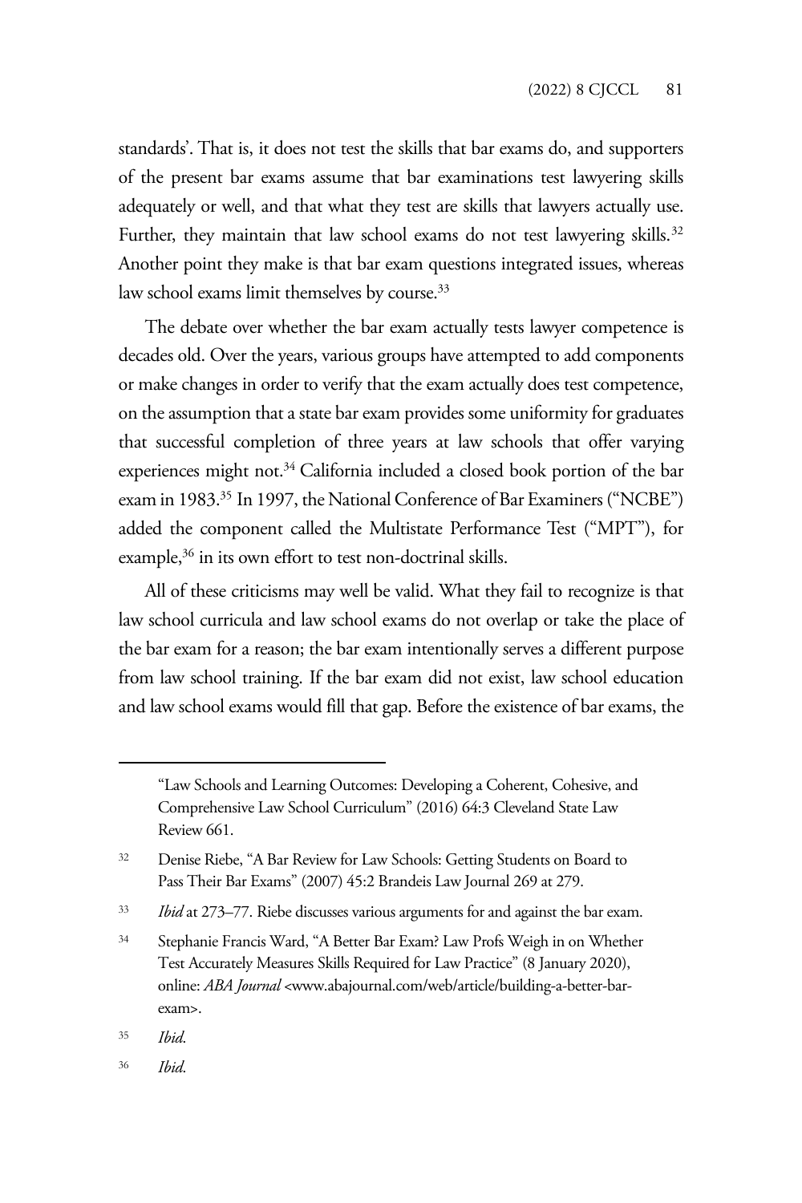standards'. That is, it does not test the skills that bar exams do, and supporters of the present bar exams assume that bar examinations test lawyering skills adequately or well, and that what they test are skills that lawyers actually use. Further, they maintain that law school exams do not test lawyering skills.[32] Another point they make is that bar exam questions integrated issues, whereas law school exams limit themselves by course.[33]

The debate over whether the bar exam actually tests lawyer competence is decades old. Over the years, various groups have attempted to add components or make changes in order to verify that the exam actually does test competence, on the assumption that a state bar exam provides some uniformity for graduates that successful completion of three years at law schools that offer varying experiences might not.[34] California included a closed book portion of the bar exam in 1983.[35] In 1997, the National Conference of Bar Examiners ("NCBE") added the component called the Multistate Performance Test ("MPT"), for example,[36] in its own effort to test non-doctrinal skills.

All of these criticisms may well be valid. What they fail to recognize is that law school curricula and law school exams do not overlap or take the place of the bar exam for a reason; the bar exam intentionally serves a different purpose from law school training. If the bar exam did not exist, law school education and law school exams would fill that gap. Before the existence of bar exams, the

---

"Law Schools and Learning Outcomes: Developing a Coherent, Cohesive, and Comprehensive Law School Curriculum" (2016) 64:3 Cleveland State Law Review 661.

32 Denise Riebe, "A Bar Review for Law Schools: Getting Students on Board to Pass Their Bar Exams" (2007) 45:2 Brandeis Law Journal 269 at 279.

33 *Ibid* at 273–77. Riebe discusses various arguments for and against the bar exam.

34 Stephanie Francis Ward, "A Better Bar Exam? Law Profs Weigh in on Whether Test Accurately Measures Skills Required for Law Practice" (8 January 2020), online: *ABA Journal* <www.abajournal.com/web/article/building-a-better-bar-exam>.

35 *Ibid.*

36 *Ibid.*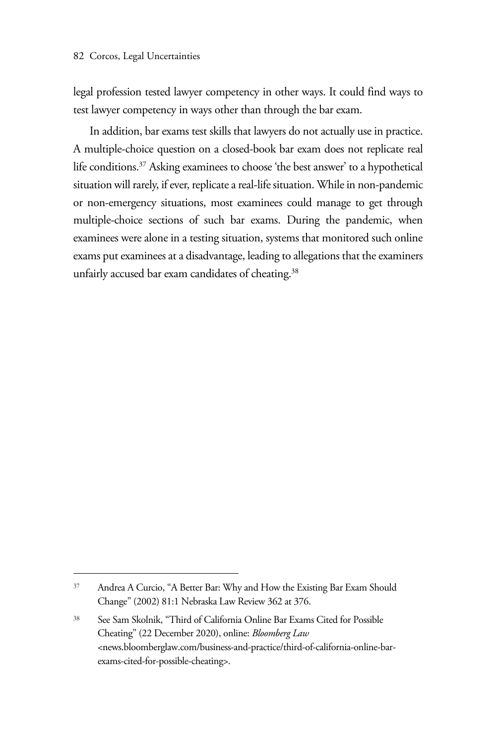legal profession tested lawyer competency in other ways. It could find ways to test lawyer competency in ways other than through the bar exam.

In addition, bar exams test skills that lawyers do not actually use in practice. A multiple-choice question on a closed-book bar exam does not replicate real life conditions.[37] Asking examinees to choose 'the best answer' to a hypothetical situation will rarely, if ever, replicate a real-life situation. While in non-pandemic or non-emergency situations, most examinees could manage to get through multiple-choice sections of such bar exams. During the pandemic, when examinees were alone in a testing situation, systems that monitored such online exams put examinees at a disadvantage, leading to allegations that the examiners unfairly accused bar exam candidates of cheating.[38]

---

[37] Andrea A Curcio, "A Better Bar: Why and How the Existing Bar Exam Should Change" (2002) 81:1 Nebraska Law Review 362 at 376.

[38] See Sam Skolnik, "Third of California Online Bar Exams Cited for Possible Cheating" (22 December 2020), online: *Bloomberg Law* <news.bloomberglaw.com/business-and-practice/third-of-california-online-bar-exams-cited-for-possible-cheating>.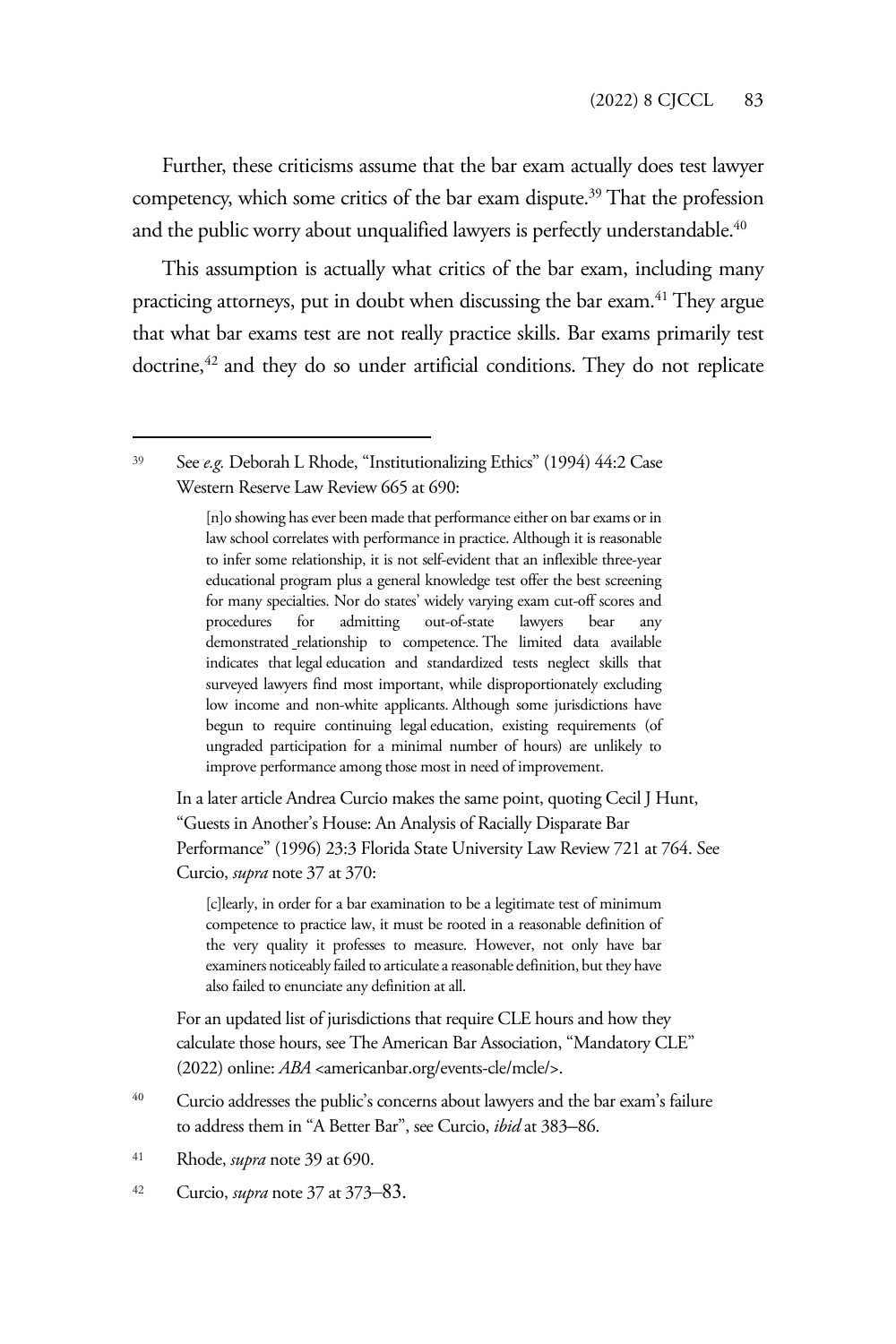Further, these criticisms assume that the bar exam actually does test lawyer competency, which some critics of the bar exam dispute.[39] That the profession and the public worry about unqualified lawyers is perfectly understandable.[40]

This assumption is actually what critics of the bar exam, including many practicing attorneys, put in doubt when discussing the bar exam.[41] They argue that what bar exams test are not really practice skills. Bar exams primarily test doctrine,[42] and they do so under artificial conditions. They do not replicate

---

[39] See *e.g.* Deborah L Rhode, "Institutionalizing Ethics" (1994) 44:2 Case Western Reserve Law Review 665 at 690:

> [n]o showing has ever been made that performance either on bar exams or in law school correlates with performance in practice. Although it is reasonable to infer some relationship, it is not self-evident that an inflexible three-year educational program plus a general knowledge test offer the best screening for many specialties. Nor do states' widely varying exam cut-off scores and procedures for admitting out-of-state lawyers bear any demonstrated relationship to competence. The limited data available indicates that legal education and standardized tests neglect skills that surveyed lawyers find most important, while disproportionately excluding low income and non-white applicants. Although some jurisdictions have begun to require continuing legal education, existing requirements (of ungraded participation for a minimal number of hours) are unlikely to improve performance among those most in need of improvement.

In a later article Andrea Curcio makes the same point, quoting Cecil J Hunt, "Guests in Another's House: An Analysis of Racially Disparate Bar Performance" (1996) 23:3 Florida State University Law Review 721 at 764. See Curcio, *supra* note 37 at 370:

> [c]learly, in order for a bar examination to be a legitimate test of minimum competence to practice law, it must be rooted in a reasonable definition of the very quality it professes to measure. However, not only have bar examiners noticeably failed to articulate a reasonable definition, but they have also failed to enunciate any definition at all.

For an updated list of jurisdictions that require CLE hours and how they calculate those hours, see The American Bar Association, "Mandatory CLE" (2022) online: *ABA* <americanbar.org/events-cle/mcle/>.

[40] Curcio addresses the public's concerns about lawyers and the bar exam's failure to address them in "A Better Bar", see Curcio, *ibid* at 383–86.

[41] Rhode, *supra* note 39 at 690.

[42] Curcio, *supra* note 37 at 373–83.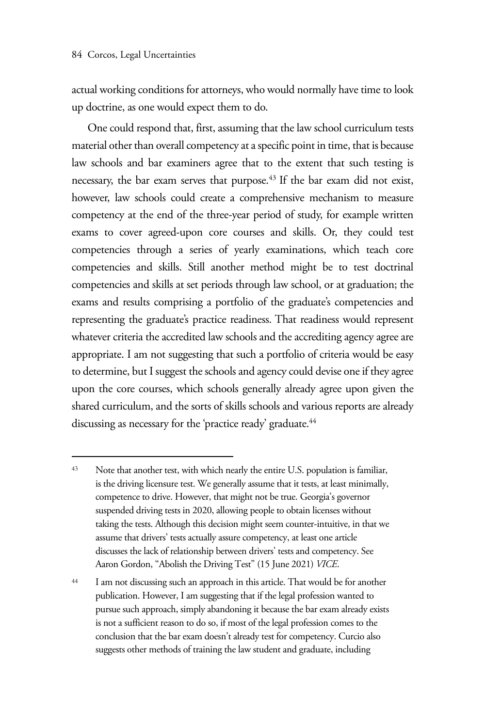actual working conditions for attorneys, who would normally have time to look up doctrine, as one would expect them to do.

One could respond that, first, assuming that the law school curriculum tests material other than overall competency at a specific point in time, that is because law schools and bar examiners agree that to the extent that such testing is necessary, the bar exam serves that purpose.[43] If the bar exam did not exist, however, law schools could create a comprehensive mechanism to measure competency at the end of the three-year period of study, for example written exams to cover agreed-upon core courses and skills. Or, they could test competencies through a series of yearly examinations, which teach core competencies and skills. Still another method might be to test doctrinal competencies and skills at set periods through law school, or at graduation; the exams and results comprising a portfolio of the graduate's competencies and representing the graduate's practice readiness. That readiness would represent whatever criteria the accredited law schools and the accrediting agency agree are appropriate. I am not suggesting that such a portfolio of criteria would be easy to determine, but I suggest the schools and agency could devise one if they agree upon the core courses, which schools generally already agree upon given the shared curriculum, and the sorts of skills schools and various reports are already discussing as necessary for the 'practice ready' graduate.[44]

---

[43] Note that another test, with which nearly the entire U.S. population is familiar, is the driving licensure test. We generally assume that it tests, at least minimally, competence to drive. However, that might not be true. Georgia's governor suspended driving tests in 2020, allowing people to obtain licenses without taking the tests. Although this decision might seem counter-intuitive, in that we assume that drivers' tests actually assure competency, at least one article discusses the lack of relationship between drivers' tests and competency. See Aaron Gordon, "Abolish the Driving Test" (15 June 2021) *VICE*.

[44] I am not discussing such an approach in this article. That would be for another publication. However, I am suggesting that if the legal profession wanted to pursue such approach, simply abandoning it because the bar exam already exists is not a sufficient reason to do so, if most of the legal profession comes to the conclusion that the bar exam doesn't already test for competency. Curcio also suggests other methods of training the law student and graduate, including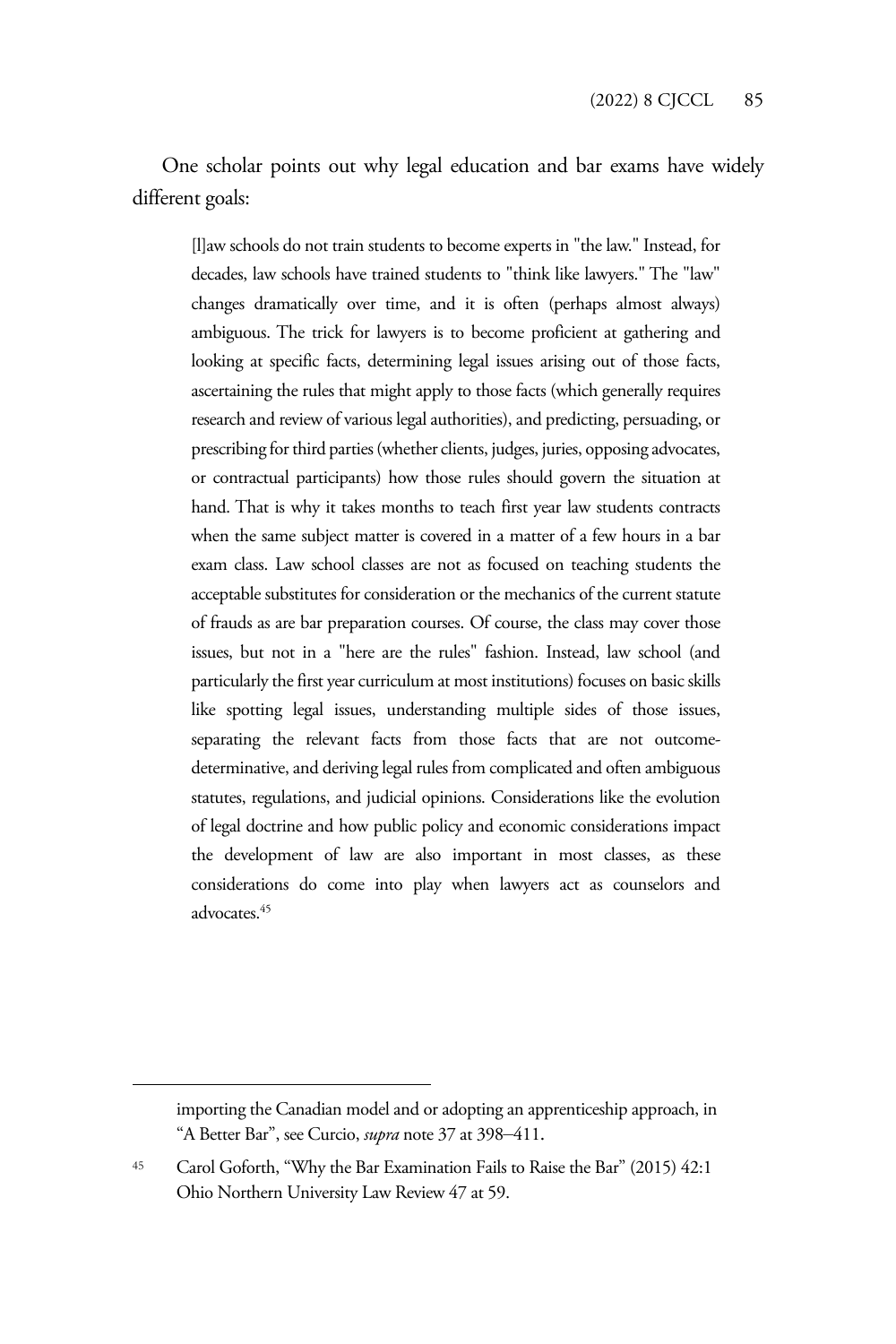One scholar points out why legal education and bar exams have widely different goals:

> [l]aw schools do not train students to become experts in "the law." Instead, for decades, law schools have trained students to "think like lawyers." The "law" changes dramatically over time, and it is often (perhaps almost always) ambiguous. The trick for lawyers is to become proficient at gathering and looking at specific facts, determining legal issues arising out of those facts, ascertaining the rules that might apply to those facts (which generally requires research and review of various legal authorities), and predicting, persuading, or prescribing for third parties (whether clients, judges, juries, opposing advocates, or contractual participants) how those rules should govern the situation at hand. That is why it takes months to teach first year law students contracts when the same subject matter is covered in a matter of a few hours in a bar exam class. Law school classes are not as focused on teaching students the acceptable substitutes for consideration or the mechanics of the current statute of frauds as are bar preparation courses. Of course, the class may cover those issues, but not in a "here are the rules" fashion. Instead, law school (and particularly the first year curriculum at most institutions) focuses on basic skills like spotting legal issues, understanding multiple sides of those issues, separating the relevant facts from those facts that are not outcome-determinative, and deriving legal rules from complicated and often ambiguous statutes, regulations, and judicial opinions. Considerations like the evolution of legal doctrine and how public policy and economic considerations impact the development of law are also important in most classes, as these considerations do come into play when lawyers act as counselors and advocates.[45]

---

importing the Canadian model and or adopting an apprenticeship approach, in "A Better Bar", see Curcio, *supra* note 37 at 398–411.

45 Carol Goforth, "Why the Bar Examination Fails to Raise the Bar" (2015) 42:1 Ohio Northern University Law Review 47 at 59.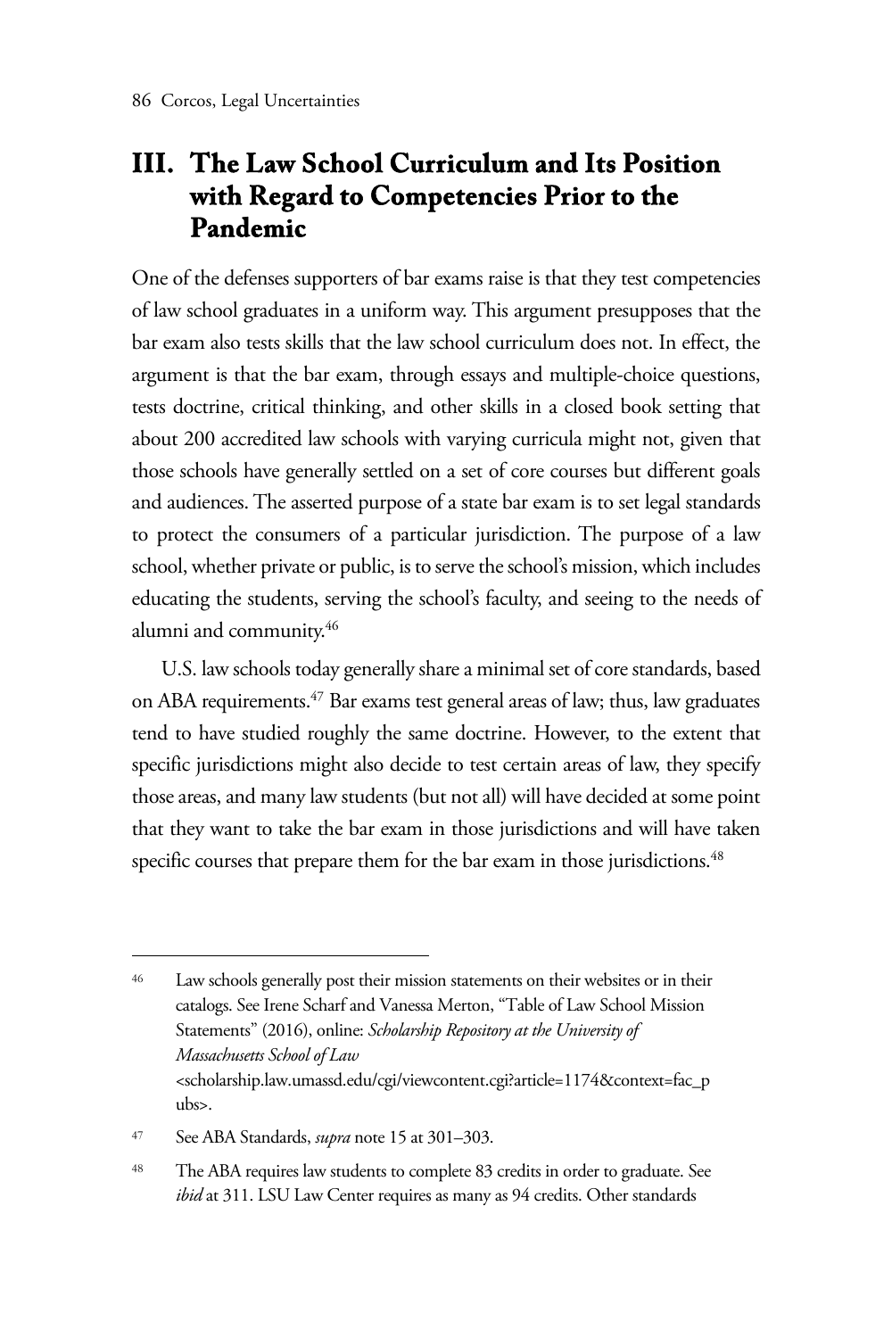## III. The Law School Curriculum and Its Position with Regard to Competencies Prior to the Pandemic

One of the defenses supporters of bar exams raise is that they test competencies of law school graduates in a uniform way. This argument presupposes that the bar exam also tests skills that the law school curriculum does not. In effect, the argument is that the bar exam, through essays and multiple-choice questions, tests doctrine, critical thinking, and other skills in a closed book setting that about 200 accredited law schools with varying curricula might not, given that those schools have generally settled on a set of core courses but different goals and audiences. The asserted purpose of a state bar exam is to set legal standards to protect the consumers of a particular jurisdiction. The purpose of a law school, whether private or public, is to serve the school's mission, which includes educating the students, serving the school's faculty, and seeing to the needs of alumni and community.[46]

U.S. law schools today generally share a minimal set of core standards, based on ABA requirements.[47] Bar exams test general areas of law; thus, law graduates tend to have studied roughly the same doctrine. However, to the extent that specific jurisdictions might also decide to test certain areas of law, they specify those areas, and many law students (but not all) will have decided at some point that they want to take the bar exam in those jurisdictions and will have taken specific courses that prepare them for the bar exam in those jurisdictions.[48]

---

[46] Law schools generally post their mission statements on their websites or in their catalogs. See Irene Scharf and Vanessa Merton, "Table of Law School Mission Statements" (2016), online: *Scholarship Repository at the University of Massachusetts School of Law* <scholarship.law.umassd.edu/cgi/viewcontent.cgi?article=1174&context=fac_pubs>.

[47] See ABA Standards, *supra* note 15 at 301–303.

[48] The ABA requires law students to complete 83 credits in order to graduate. See *ibid* at 311. LSU Law Center requires as many as 94 credits. Other standards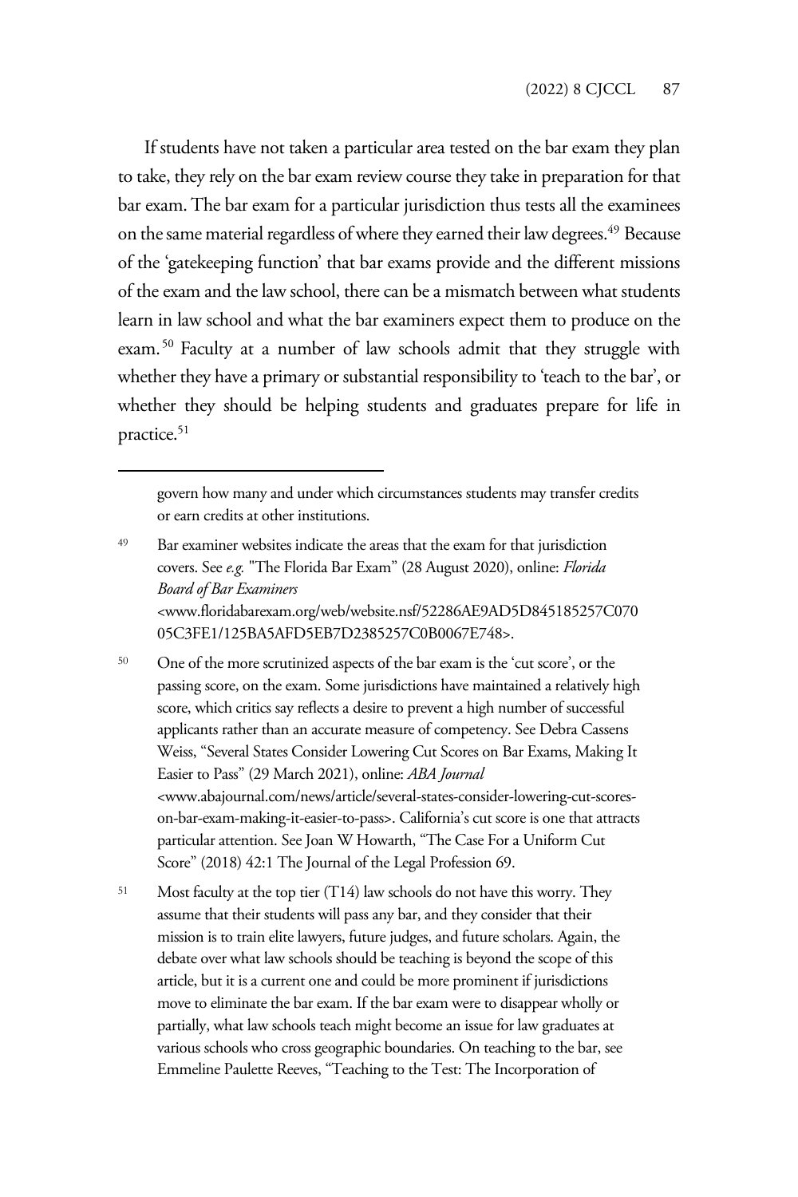If students have not taken a particular area tested on the bar exam they plan to take, they rely on the bar exam review course they take in preparation for that bar exam. The bar exam for a particular jurisdiction thus tests all the examinees on the same material regardless of where they earned their law degrees.[49] Because of the 'gatekeeping function' that bar exams provide and the different missions of the exam and the law school, there can be a mismatch between what students learn in law school and what the bar examiners expect them to produce on the exam.[50] Faculty at a number of law schools admit that they struggle with whether they have a primary or substantial responsibility to 'teach to the bar', or whether they should be helping students and graduates prepare for life in practice.[51]

---

govern how many and under which circumstances students may transfer credits or earn credits at other institutions.

[49] Bar examiner websites indicate the areas that the exam for that jurisdiction covers. See *e.g.* "The Florida Bar Exam" (28 August 2020), online: *Florida Board of Bar Examiners* <www.floridabarexam.org/web/website.nsf/52286AE9AD5D845185257C07005C3FE1/125BA5AFD5EB7D2385257C0B0067E748>.

[50] One of the more scrutinized aspects of the bar exam is the 'cut score', or the passing score, on the exam. Some jurisdictions have maintained a relatively high score, which critics say reflects a desire to prevent a high number of successful applicants rather than an accurate measure of competency. See Debra Cassens Weiss, "Several States Consider Lowering Cut Scores on Bar Exams, Making It Easier to Pass" (29 March 2021), online: *ABA Journal* <www.abajournal.com/news/article/several-states-consider-lowering-cut-scores-on-bar-exam-making-it-easier-to-pass>. California's cut score is one that attracts particular attention. See Joan W Howarth, "The Case For a Uniform Cut Score" (2018) 42:1 The Journal of the Legal Profession 69.

[51] Most faculty at the top tier (T14) law schools do not have this worry. They assume that their students will pass any bar, and they consider that their mission is to train elite lawyers, future judges, and future scholars. Again, the debate over what law schools should be teaching is beyond the scope of this article, but it is a current one and could be more prominent if jurisdictions move to eliminate the bar exam. If the bar exam were to disappear wholly or partially, what law schools teach might become an issue for law graduates at various schools who cross geographic boundaries. On teaching to the bar, see Emmeline Paulette Reeves, "Teaching to the Test: The Incorporation of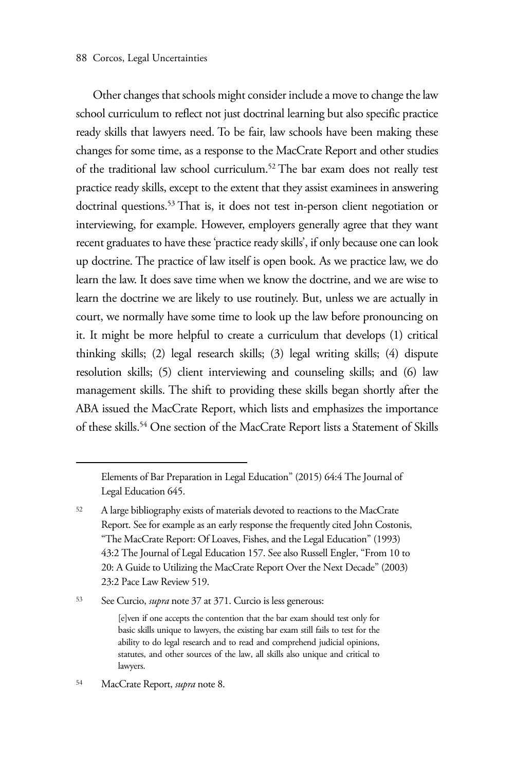Other changes that schools might consider include a move to change the law school curriculum to reflect not just doctrinal learning but also specific practice ready skills that lawyers need. To be fair, law schools have been making these changes for some time, as a response to the MacCrate Report and other studies of the traditional law school curriculum.[52] The bar exam does not really test practice ready skills, except to the extent that they assist examinees in answering doctrinal questions.[53] That is, it does not test in-person client negotiation or interviewing, for example. However, employers generally agree that they want recent graduates to have these 'practice ready skills', if only because one can look up doctrine. The practice of law itself is open book. As we practice law, we do learn the law. It does save time when we know the doctrine, and we are wise to learn the doctrine we are likely to use routinely. But, unless we are actually in court, we normally have some time to look up the law before pronouncing on it. It might be more helpful to create a curriculum that develops (1) critical thinking skills; (2) legal research skills; (3) legal writing skills; (4) dispute resolution skills; (5) client interviewing and counseling skills; and (6) law management skills. The shift to providing these skills began shortly after the ABA issued the MacCrate Report, which lists and emphasizes the importance of these skills.[54] One section of the MacCrate Report lists a Statement of Skills

---

Elements of Bar Preparation in Legal Education" (2015) 64:4 The Journal of Legal Education 645.

[52] A large bibliography exists of materials devoted to reactions to the MacCrate Report. See for example as an early response the frequently cited John Costonis, "The MacCrate Report: Of Loaves, Fishes, and the Legal Education" (1993) 43:2 The Journal of Legal Education 157. See also Russell Engler, "From 10 to 20: A Guide to Utilizing the MacCrate Report Over the Next Decade" (2003) 23:2 Pace Law Review 519.

[53] See Curcio, *supra* note 37 at 371. Curcio is less generous:

> [e]ven if one accepts the contention that the bar exam should test only for basic skills unique to lawyers, the existing bar exam still fails to test for the ability to do legal research and to read and comprehend judicial opinions, statutes, and other sources of the law, all skills also unique and critical to lawyers.

[54] MacCrate Report, *supra* note 8.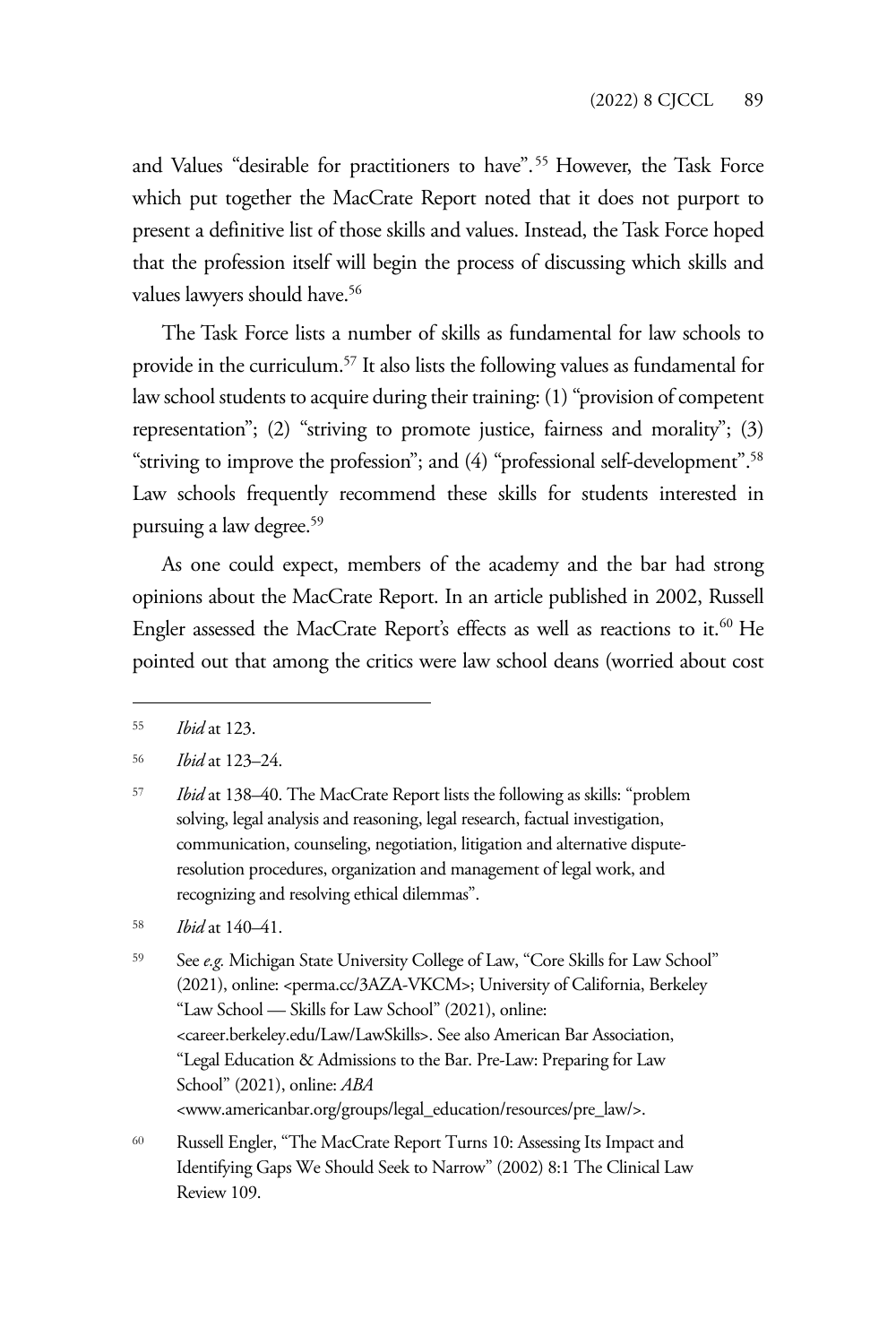and Values "desirable for practitioners to have".[55] However, the Task Force which put together the MacCrate Report noted that it does not purport to present a definitive list of those skills and values. Instead, the Task Force hoped that the profession itself will begin the process of discussing which skills and values lawyers should have.[56]

The Task Force lists a number of skills as fundamental for law schools to provide in the curriculum.[57] It also lists the following values as fundamental for law school students to acquire during their training: (1) "provision of competent representation"; (2) "striving to promote justice, fairness and morality"; (3) "striving to improve the profession"; and (4) "professional self-development".[58] Law schools frequently recommend these skills for students interested in pursuing a law degree.[59]

As one could expect, members of the academy and the bar had strong opinions about the MacCrate Report. In an article published in 2002, Russell Engler assessed the MacCrate Report's effects as well as reactions to it.[60] He pointed out that among the critics were law school deans (worried about cost

---

[55] *Ibid* at 123.

[56] *Ibid* at 123–24.

[57] *Ibid* at 138–40. The MacCrate Report lists the following as skills: "problem solving, legal analysis and reasoning, legal research, factual investigation, communication, counseling, negotiation, litigation and alternative dispute-resolution procedures, organization and management of legal work, and recognizing and resolving ethical dilemmas".

[58] *Ibid* at 140–41.

[59] See *e.g.* Michigan State University College of Law, "Core Skills for Law School" (2021), online: <perma.cc/3AZA-VKCM>; University of California, Berkeley "Law School — Skills for Law School" (2021), online: <career.berkeley.edu/Law/LawSkills>. See also American Bar Association, "Legal Education & Admissions to the Bar. Pre-Law: Preparing for Law School" (2021), online: *ABA* <www.americanbar.org/groups/legal_education/resources/pre_law/>.

[60] Russell Engler, "The MacCrate Report Turns 10: Assessing Its Impact and Identifying Gaps We Should Seek to Narrow" (2002) 8:1 The Clinical Law Review 109.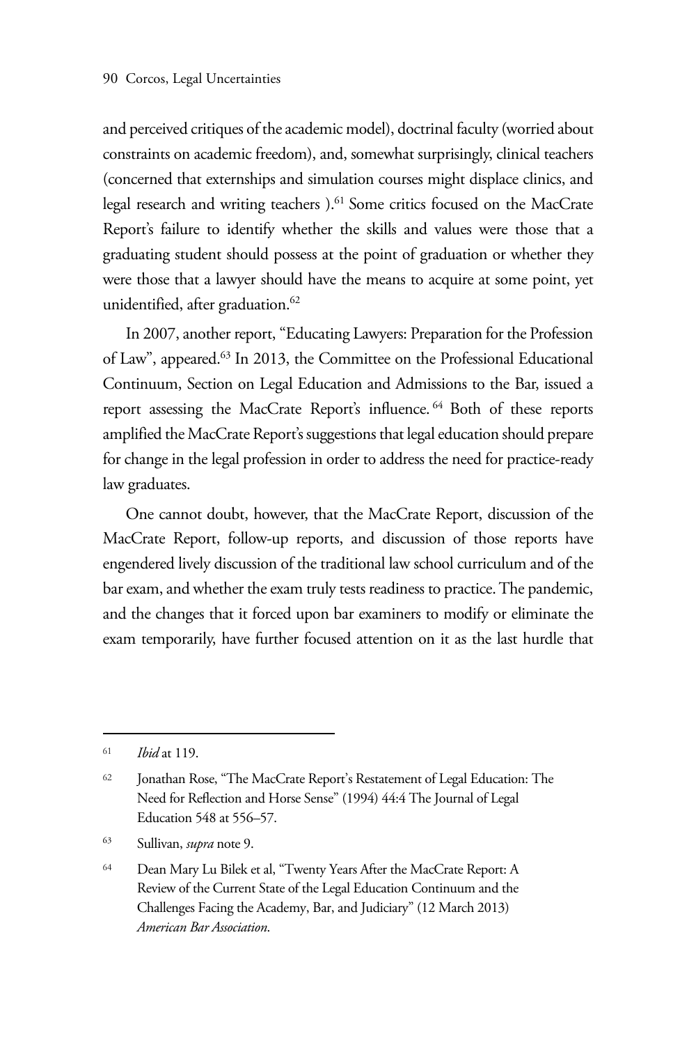and perceived critiques of the academic model), doctrinal faculty (worried about constraints on academic freedom), and, somewhat surprisingly, clinical teachers (concerned that externships and simulation courses might displace clinics, and legal research and writing teachers ).[61] Some critics focused on the MacCrate Report's failure to identify whether the skills and values were those that a graduating student should possess at the point of graduation or whether they were those that a lawyer should have the means to acquire at some point, yet unidentified, after graduation.[62]

In 2007, another report, "Educating Lawyers: Preparation for the Profession of Law", appeared.[63] In 2013, the Committee on the Professional Educational Continuum, Section on Legal Education and Admissions to the Bar, issued a report assessing the MacCrate Report's influence.[64] Both of these reports amplified the MacCrate Report's suggestions that legal education should prepare for change in the legal profession in order to address the need for practice-ready law graduates.

One cannot doubt, however, that the MacCrate Report, discussion of the MacCrate Report, follow-up reports, and discussion of those reports have engendered lively discussion of the traditional law school curriculum and of the bar exam, and whether the exam truly tests readiness to practice. The pandemic, and the changes that it forced upon bar examiners to modify or eliminate the exam temporarily, have further focused attention on it as the last hurdle that

---

[61] *Ibid* at 119.

[62] Jonathan Rose, "The MacCrate Report's Restatement of Legal Education: The Need for Reflection and Horse Sense" (1994) 44:4 The Journal of Legal Education 548 at 556–57.

[63] Sullivan, *supra* note 9.

[64] Dean Mary Lu Bilek et al, "Twenty Years After the MacCrate Report: A Review of the Current State of the Legal Education Continuum and the Challenges Facing the Academy, Bar, and Judiciary" (12 March 2013) *American Bar Association*.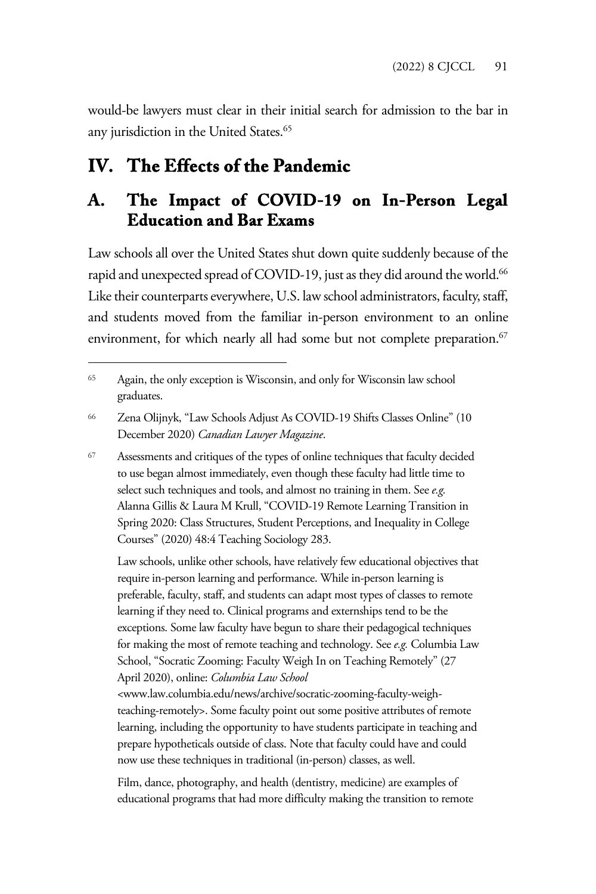would-be lawyers must clear in their initial search for admission to the bar in any jurisdiction in the United States.[65]

# IV. The Effects of the Pandemic

## A. The Impact of COVID-19 on In-Person Legal Education and Bar Exams

Law schools all over the United States shut down quite suddenly because of the rapid and unexpected spread of COVID-19, just as they did around the world.[66] Like their counterparts everywhere, U.S. law school administrators, faculty, staff, and students moved from the familiar in-person environment to an online environment, for which nearly all had some but not complete preparation.[67]

---

[65] Again, the only exception is Wisconsin, and only for Wisconsin law school graduates.

[66] Zena Olijnyk, "Law Schools Adjust As COVID-19 Shifts Classes Online" (10 December 2020) *Canadian Lawyer Magazine*.

[67] Assessments and critiques of the types of online techniques that faculty decided to use began almost immediately, even though these faculty had little time to select such techniques and tools, and almost no training in them. See *e.g.* Alanna Gillis & Laura M Krull, "COVID-19 Remote Learning Transition in Spring 2020: Class Structures, Student Perceptions, and Inequality in College Courses" (2020) 48:4 Teaching Sociology 283.

Law schools, unlike other schools, have relatively few educational objectives that require in-person learning and performance. While in-person learning is preferable, faculty, staff, and students can adapt most types of classes to remote learning if they need to. Clinical programs and externships tend to be the exceptions. Some law faculty have begun to share their pedagogical techniques for making the most of remote teaching and technology. See *e.g.* Columbia Law School, "Socratic Zooming: Faculty Weigh In on Teaching Remotely" (27 April 2020), online: *Columbia Law School* <www.law.columbia.edu/news/archive/socratic-zooming-faculty-weigh-teaching-remotely>. Some faculty point out some positive attributes of remote learning, including the opportunity to have students participate in teaching and prepare hypotheticals outside of class. Note that faculty could have and could now use these techniques in traditional (in-person) classes, as well.

Film, dance, photography, and health (dentistry, medicine) are examples of educational programs that had more difficulty making the transition to remote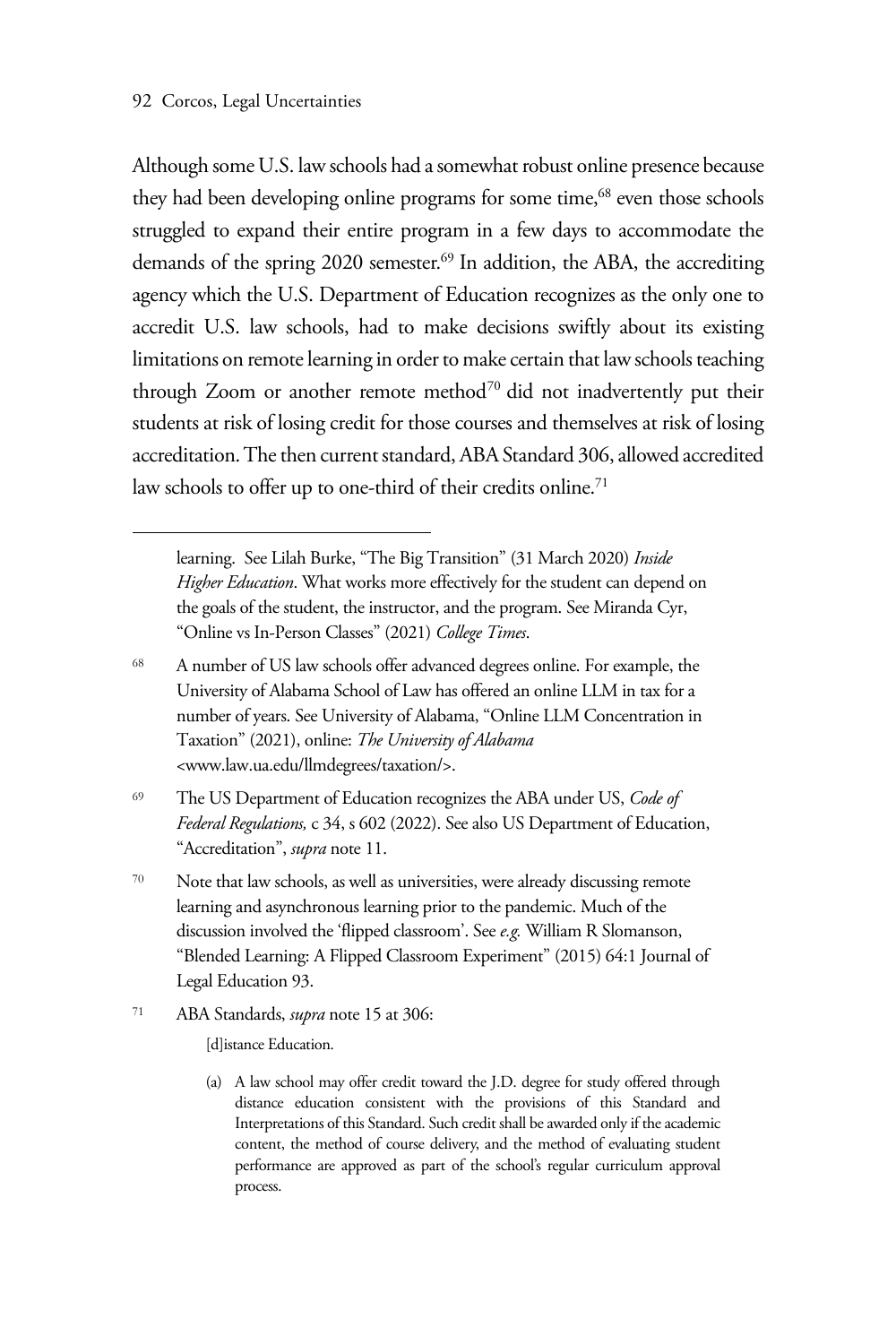Although some U.S. law schools had a somewhat robust online presence because they had been developing online programs for some time,[68] even those schools struggled to expand their entire program in a few days to accommodate the demands of the spring 2020 semester.[69] In addition, the ABA, the accrediting agency which the U.S. Department of Education recognizes as the only one to accredit U.S. law schools, had to make decisions swiftly about its existing limitations on remote learning in order to make certain that law schools teaching through Zoom or another remote method[70] did not inadvertently put their students at risk of losing credit for those courses and themselves at risk of losing accreditation. The then current standard, ABA Standard 306, allowed accredited law schools to offer up to one-third of their credits online.[71]

---

learning. See Lilah Burke, "The Big Transition" (31 March 2020) *Inside Higher Education*. What works more effectively for the student can depend on the goals of the student, the instructor, and the program. See Miranda Cyr, "Online vs In-Person Classes" (2021) *College Times*.

[68] A number of US law schools offer advanced degrees online. For example, the University of Alabama School of Law has offered an online LLM in tax for a number of years. See University of Alabama, "Online LLM Concentration in Taxation" (2021), online: *The University of Alabama* <www.law.ua.edu/llmdegrees/taxation/>.

[69] The US Department of Education recognizes the ABA under US, *Code of Federal Regulations,* c 34, s 602 (2022). See also US Department of Education, "Accreditation", *supra* note 11.

[70] Note that law schools, as well as universities, were already discussing remote learning and asynchronous learning prior to the pandemic. Much of the discussion involved the 'flipped classroom'. See *e.g.* William R Slomanson, "Blended Learning: A Flipped Classroom Experiment" (2015) 64:1 Journal of Legal Education 93.

[71] ABA Standards, *supra* note 15 at 306:

> [d]istance Education.
>
> (a) A law school may offer credit toward the J.D. degree for study offered through distance education consistent with the provisions of this Standard and Interpretations of this Standard. Such credit shall be awarded only if the academic content, the method of course delivery, and the method of evaluating student performance are approved as part of the school's regular curriculum approval process.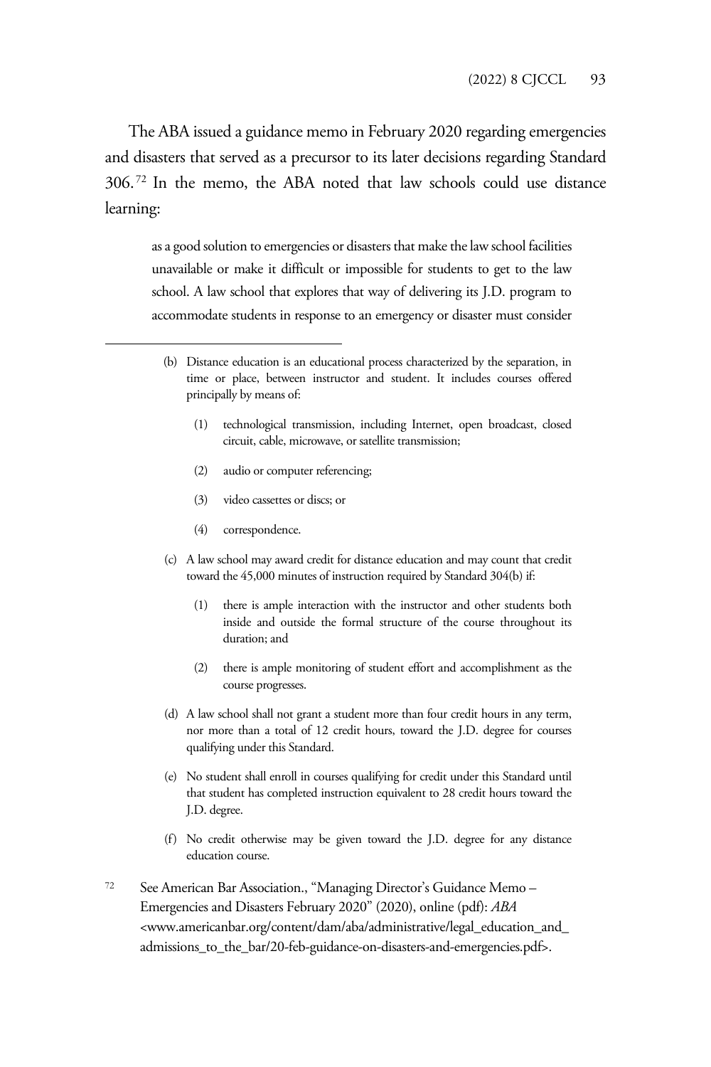The ABA issued a guidance memo in February 2020 regarding emergencies and disasters that served as a precursor to its later decisions regarding Standard 306.[72] In the memo, the ABA noted that law schools could use distance learning:

> as a good solution to emergencies or disasters that make the law school facilities unavailable or make it difficult or impossible for students to get to the law school. A law school that explores that way of delivering its J.D. program to accommodate students in response to an emergency or disaster must consider

---

> (b) Distance education is an educational process characterized by the separation, in time or place, between instructor and student. It includes courses offered principally by means of:
>
> (1) technological transmission, including Internet, open broadcast, closed circuit, cable, microwave, or satellite transmission;
>
> (2) audio or computer referencing;
>
> (3) video cassettes or discs; or
>
> (4) correspondence.
>
> (c) A law school may award credit for distance education and may count that credit toward the 45,000 minutes of instruction required by Standard 304(b) if:
>
> (1) there is ample interaction with the instructor and other students both inside and outside the formal structure of the course throughout its duration; and
>
> (2) there is ample monitoring of student effort and accomplishment as the course progresses.
>
> (d) A law school shall not grant a student more than four credit hours in any term, nor more than a total of 12 credit hours, toward the J.D. degree for courses qualifying under this Standard.
>
> (e) No student shall enroll in courses qualifying for credit under this Standard until that student has completed instruction equivalent to 28 credit hours toward the J.D. degree.
>
> (f) No credit otherwise may be given toward the J.D. degree for any distance education course.

[72] See American Bar Association., "Managing Director's Guidance Memo – Emergencies and Disasters February 2020" (2020), online (pdf): *ABA* <www.americanbar.org/content/dam/aba/administrative/legal_education_and_admissions_to_the_bar/20-feb-guidance-on-disasters-and-emergencies.pdf>.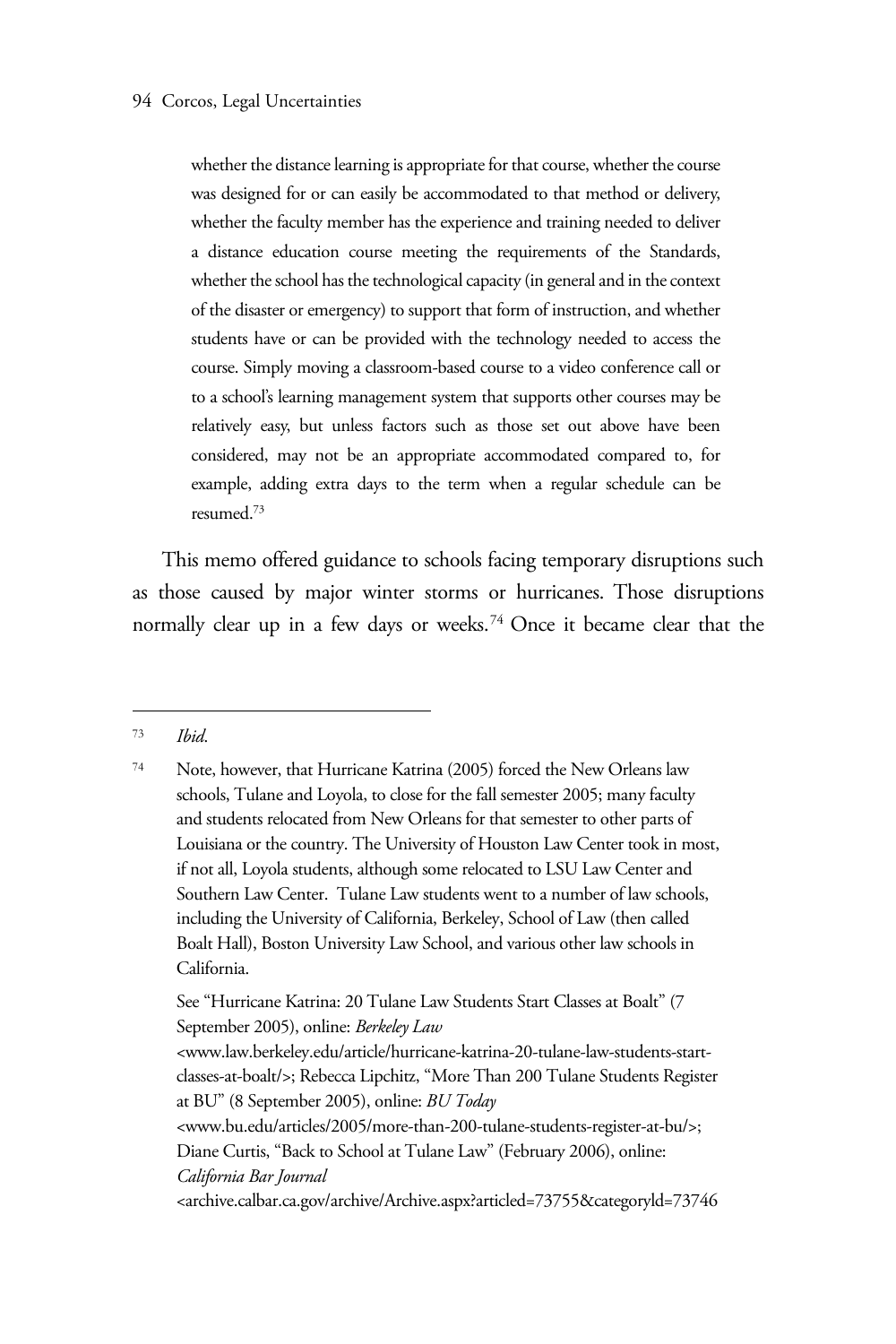> whether the distance learning is appropriate for that course, whether the course was designed for or can easily be accommodated to that method or delivery, whether the faculty member has the experience and training needed to deliver a distance education course meeting the requirements of the Standards, whether the school has the technological capacity (in general and in the context of the disaster or emergency) to support that form of instruction, and whether students have or can be provided with the technology needed to access the course. Simply moving a classroom-based course to a video conference call or to a school's learning management system that supports other courses may be relatively easy, but unless factors such as those set out above have been considered, may not be an appropriate accommodated compared to, for example, adding extra days to the term when a regular schedule can be resumed.[73]

This memo offered guidance to schools facing temporary disruptions such as those caused by major winter storms or hurricanes. Those disruptions normally clear up in a few days or weeks.[74] Once it became clear that the

---

[73] *Ibid*.

[74] Note, however, that Hurricane Katrina (2005) forced the New Orleans law schools, Tulane and Loyola, to close for the fall semester 2005; many faculty and students relocated from New Orleans for that semester to other parts of Louisiana or the country. The University of Houston Law Center took in most, if not all, Loyola students, although some relocated to LSU Law Center and Southern Law Center. Tulane Law students went to a number of law schools, including the University of California, Berkeley, School of Law (then called Boalt Hall), Boston University Law School, and various other law schools in California.

See "Hurricane Katrina: 20 Tulane Law Students Start Classes at Boalt" (7 September 2005), online: *Berkeley Law* <www.law.berkeley.edu/article/hurricane-katrina-20-tulane-law-students-start-classes-at-boalt/>; Rebecca Lipchitz, "More Than 200 Tulane Students Register at BU" (8 September 2005), online: *BU Today* <www.bu.edu/articles/2005/more-than-200-tulane-students-register-at-bu/>; Diane Curtis, "Back to School at Tulane Law" (February 2006), online: *California Bar Journal* <archive.calbar.ca.gov/archive/Archive.aspx?articleId=73755&categoryId=73746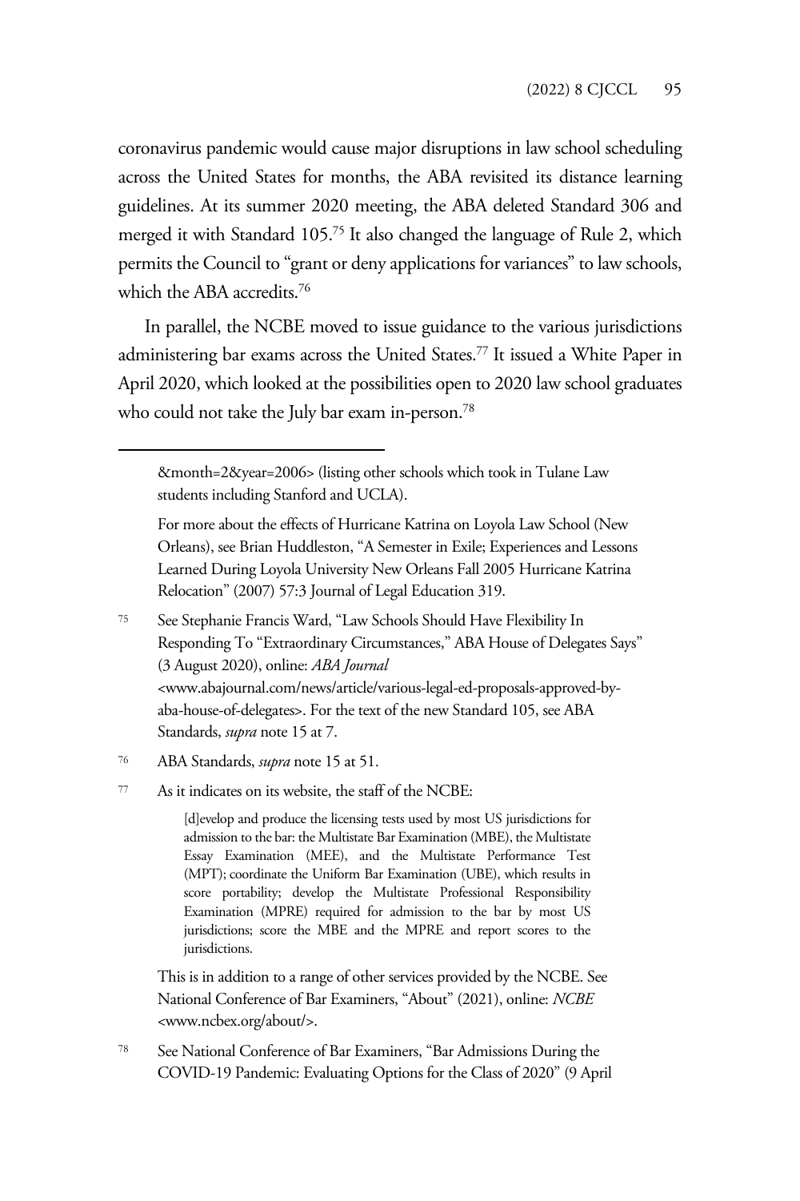coronavirus pandemic would cause major disruptions in law school scheduling across the United States for months, the ABA revisited its distance learning guidelines. At its summer 2020 meeting, the ABA deleted Standard 306 and merged it with Standard 105.[75] It also changed the language of Rule 2, which permits the Council to "grant or deny applications for variances" to law schools, which the ABA accredits.[76]

In parallel, the NCBE moved to issue guidance to the various jurisdictions administering bar exams across the United States.[77] It issued a White Paper in April 2020, which looked at the possibilities open to 2020 law school graduates who could not take the July bar exam in-person.[78]

---

&month=2&year=2006> (listing other schools which took in Tulane Law students including Stanford and UCLA).

For more about the effects of Hurricane Katrina on Loyola Law School (New Orleans), see Brian Huddleston, "A Semester in Exile; Experiences and Lessons Learned During Loyola University New Orleans Fall 2005 Hurricane Katrina Relocation" (2007) 57:3 Journal of Legal Education 319.

[75] See Stephanie Francis Ward, "Law Schools Should Have Flexibility In Responding To "Extraordinary Circumstances," ABA House of Delegates Says" (3 August 2020), online: *ABA Journal* <www.abajournal.com/news/article/various-legal-ed-proposals-approved-by-aba-house-of-delegates>. For the text of the new Standard 105, see ABA Standards, *supra* note 15 at 7.

[76] ABA Standards, *supra* note 15 at 51.

[77] As it indicates on its website, the staff of the NCBE:

> [d]evelop and produce the licensing tests used by most US jurisdictions for admission to the bar: the Multistate Bar Examination (MBE), the Multistate Essay Examination (MEE), and the Multistate Performance Test (MPT); coordinate the Uniform Bar Examination (UBE), which results in score portability; develop the Multistate Professional Responsibility Examination (MPRE) required for admission to the bar by most US jurisdictions; score the MBE and the MPRE and report scores to the jurisdictions.

This is in addition to a range of other services provided by the NCBE. See National Conference of Bar Examiners, "About" (2021), online: *NCBE* <www.ncbex.org/about/>.

[78] See National Conference of Bar Examiners, "Bar Admissions During the COVID-19 Pandemic: Evaluating Options for the Class of 2020" (9 April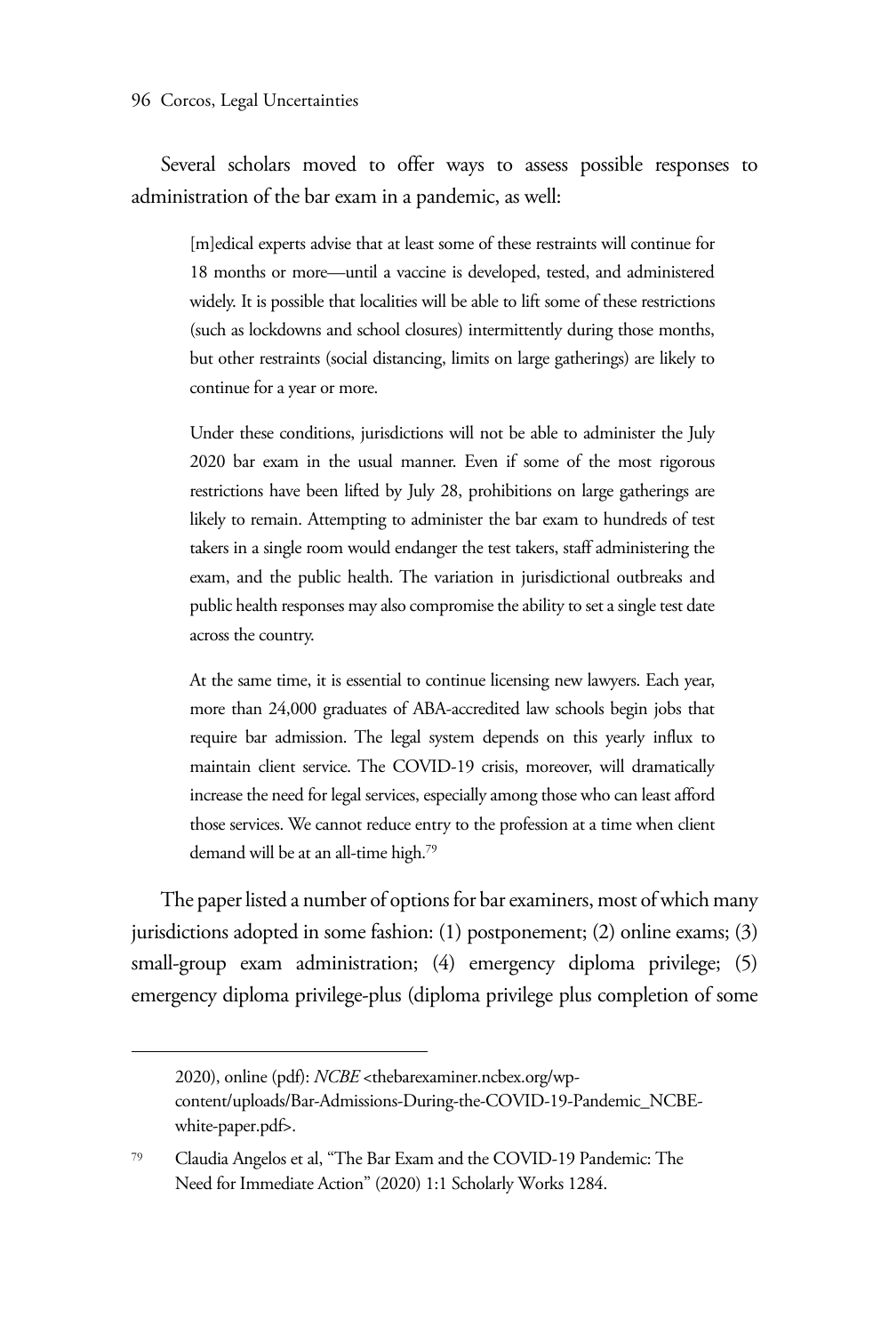Several scholars moved to offer ways to assess possible responses to administration of the bar exam in a pandemic, as well:

> [m]edical experts advise that at least some of these restraints will continue for 18 months or more—until a vaccine is developed, tested, and administered widely. It is possible that localities will be able to lift some of these restrictions (such as lockdowns and school closures) intermittently during those months, but other restraints (social distancing, limits on large gatherings) are likely to continue for a year or more.
>
> Under these conditions, jurisdictions will not be able to administer the July 2020 bar exam in the usual manner. Even if some of the most rigorous restrictions have been lifted by July 28, prohibitions on large gatherings are likely to remain. Attempting to administer the bar exam to hundreds of test takers in a single room would endanger the test takers, staff administering the exam, and the public health. The variation in jurisdictional outbreaks and public health responses may also compromise the ability to set a single test date across the country.
>
> At the same time, it is essential to continue licensing new lawyers. Each year, more than 24,000 graduates of ABA-accredited law schools begin jobs that require bar admission. The legal system depends on this yearly influx to maintain client service. The COVID-19 crisis, moreover, will dramatically increase the need for legal services, especially among those who can least afford those services. We cannot reduce entry to the profession at a time when client demand will be at an all-time high.[79]

The paper listed a number of options for bar examiners, most of which many jurisdictions adopted in some fashion: (1) postponement; (2) online exams; (3) small-group exam administration; (4) emergency diploma privilege; (5) emergency diploma privilege-plus (diploma privilege plus completion of some

---

2020), online (pdf): *NCBE* <thebarexaminer.ncbex.org/wp-content/uploads/Bar-Admissions-During-the-COVID-19-Pandemic_NCBE-white-paper.pdf>.

[79] Claudia Angelos et al, "The Bar Exam and the COVID-19 Pandemic: The Need for Immediate Action" (2020) 1:1 Scholarly Works 1284.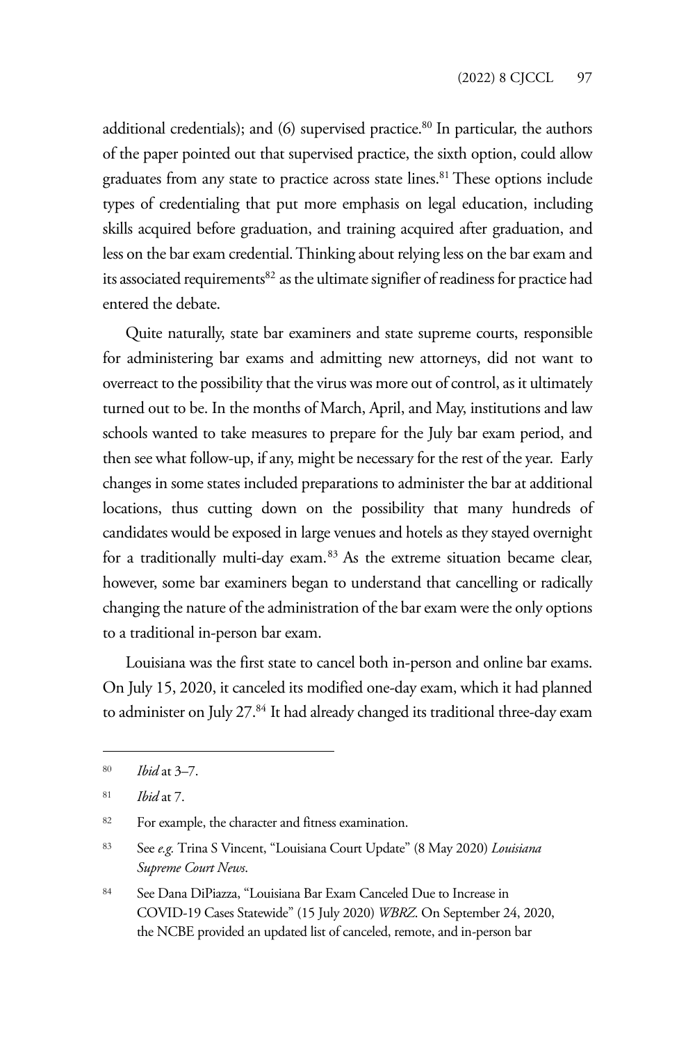additional credentials); and (6) supervised practice.[80] In particular, the authors of the paper pointed out that supervised practice, the sixth option, could allow graduates from any state to practice across state lines.[81] These options include types of credentialing that put more emphasis on legal education, including skills acquired before graduation, and training acquired after graduation, and less on the bar exam credential. Thinking about relying less on the bar exam and its associated requirements[82] as the ultimate signifier of readiness for practice had entered the debate.

Quite naturally, state bar examiners and state supreme courts, responsible for administering bar exams and admitting new attorneys, did not want to overreact to the possibility that the virus was more out of control, as it ultimately turned out to be. In the months of March, April, and May, institutions and law schools wanted to take measures to prepare for the July bar exam period, and then see what follow-up, if any, might be necessary for the rest of the year. Early changes in some states included preparations to administer the bar at additional locations, thus cutting down on the possibility that many hundreds of candidates would be exposed in large venues and hotels as they stayed overnight for a traditionally multi-day exam.[83] As the extreme situation became clear, however, some bar examiners began to understand that cancelling or radically changing the nature of the administration of the bar exam were the only options to a traditional in-person bar exam.

Louisiana was the first state to cancel both in-person and online bar exams. On July 15, 2020, it canceled its modified one-day exam, which it had planned to administer on July 27.[84] It had already changed its traditional three-day exam

---

[80] *Ibid* at 3–7.

[81] *Ibid* at 7.

[82] For example, the character and fitness examination.

[83] See *e.g.* Trina S Vincent, "Louisiana Court Update" (8 May 2020) *Louisiana Supreme Court News*.

[84] See Dana DiPiazza, "Louisiana Bar Exam Canceled Due to Increase in COVID-19 Cases Statewide" (15 July 2020) *WBRZ*. On September 24, 2020, the NCBE provided an updated list of canceled, remote, and in-person bar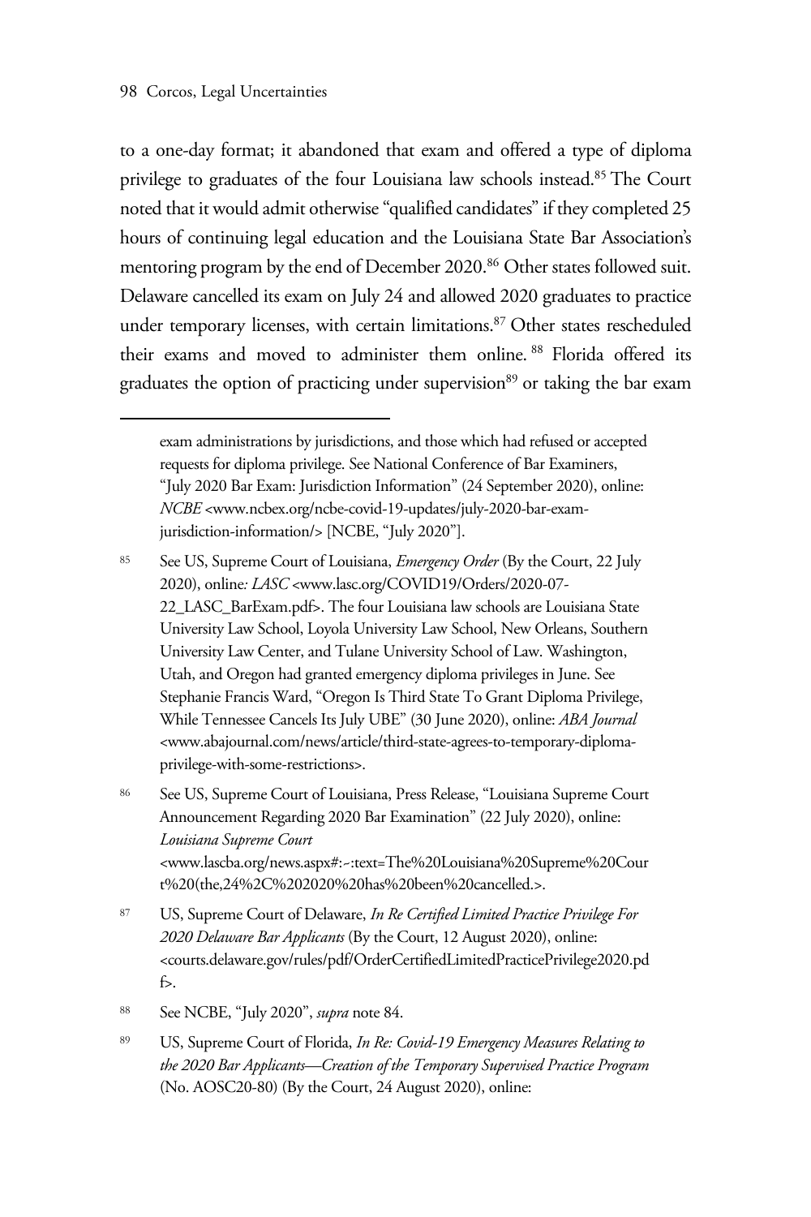to a one-day format; it abandoned that exam and offered a type of diploma privilege to graduates of the four Louisiana law schools instead.[85] The Court noted that it would admit otherwise "qualified candidates" if they completed 25 hours of continuing legal education and the Louisiana State Bar Association's mentoring program by the end of December 2020.[86] Other states followed suit. Delaware cancelled its exam on July 24 and allowed 2020 graduates to practice under temporary licenses, with certain limitations.[87] Other states rescheduled their exams and moved to administer them online.[88] Florida offered its graduates the option of practicing under supervision[89] or taking the bar exam

---

exam administrations by jurisdictions, and those which had refused or accepted requests for diploma privilege. See National Conference of Bar Examiners, "July 2020 Bar Exam: Jurisdiction Information" (24 September 2020), online: *NCBE* <www.ncbex.org/ncbe-covid-19-updates/july-2020-bar-exam-jurisdiction-information/> [NCBE, "July 2020"].

85 See US, Supreme Court of Louisiana, *Emergency Order* (By the Court, 22 July 2020), online*: LASC* <www.lasc.org/COVID19/Orders/2020-07-22_LASC_BarExam.pdf>. The four Louisiana law schools are Louisiana State University Law School, Loyola University Law School, New Orleans, Southern University Law Center, and Tulane University School of Law. Washington, Utah, and Oregon had granted emergency diploma privileges in June. See Stephanie Francis Ward, "Oregon Is Third State To Grant Diploma Privilege, While Tennessee Cancels Its July UBE" (30 June 2020), online: *ABA Journal* <www.abajournal.com/news/article/third-state-agrees-to-temporary-diploma-privilege-with-some-restrictions>.

86 See US, Supreme Court of Louisiana, Press Release, "Louisiana Supreme Court Announcement Regarding 2020 Bar Examination" (22 July 2020), online: *Louisiana Supreme Court* <www.lascba.org/news.aspx#:~:text=The%20Louisiana%20Supreme%20Court%20(the,24%2C%202020%20has%20been%20cancelled.>.

87 US, Supreme Court of Delaware, *In Re Certified Limited Practice Privilege For 2020 Delaware Bar Applicants* (By the Court, 12 August 2020), online: <courts.delaware.gov/rules/pdf/OrderCertifiedLimitedPracticePrivilege2020.pdf>.

88 See NCBE, "July 2020", *supra* note 84.

89 US, Supreme Court of Florida, *In Re: Covid-19 Emergency Measures Relating to the 2020 Bar Applicants—Creation of the Temporary Supervised Practice Program* (No. AOSC20-80) (By the Court, 24 August 2020), online: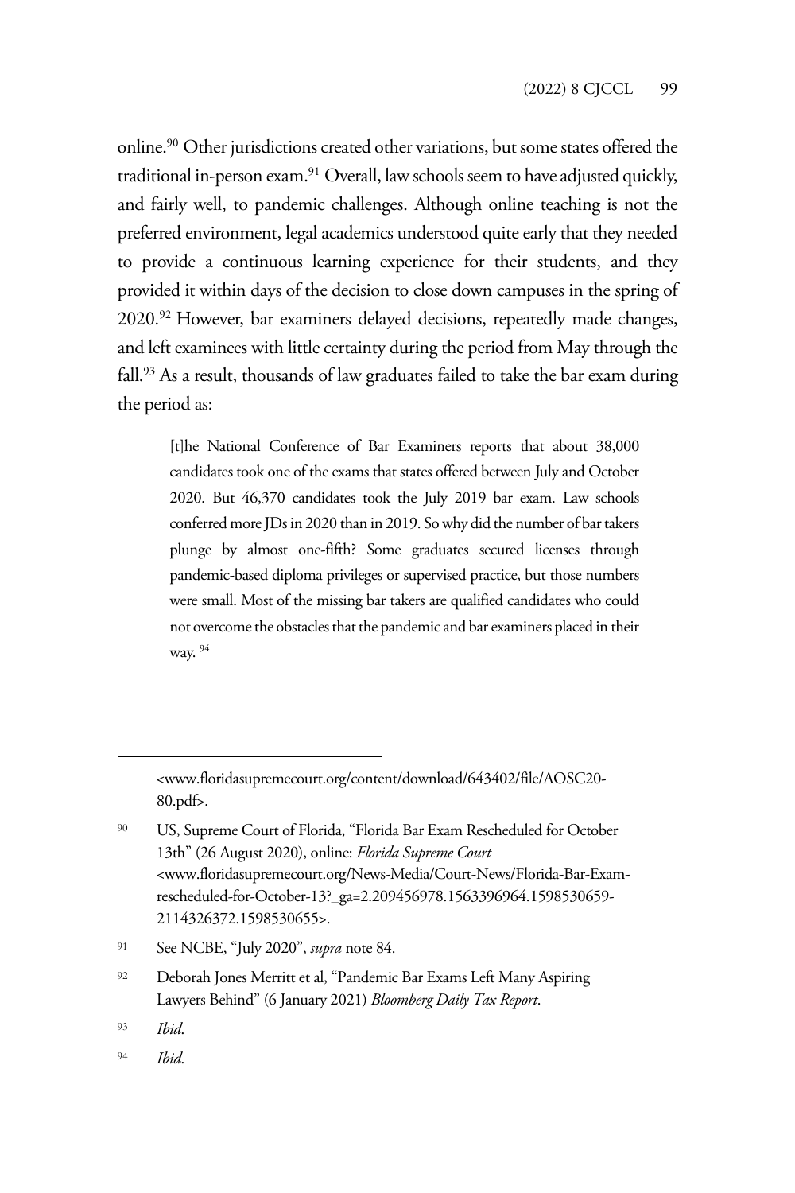online.[90] Other jurisdictions created other variations, but some states offered the traditional in-person exam.[91] Overall, law schools seem to have adjusted quickly, and fairly well, to pandemic challenges. Although online teaching is not the preferred environment, legal academics understood quite early that they needed to provide a continuous learning experience for their students, and they provided it within days of the decision to close down campuses in the spring of 2020.[92] However, bar examiners delayed decisions, repeatedly made changes, and left examinees with little certainty during the period from May through the fall.[93] As a result, thousands of law graduates failed to take the bar exam during the period as:

> [t]he National Conference of Bar Examiners reports that about 38,000 candidates took one of the exams that states offered between July and October 2020. But 46,370 candidates took the July 2019 bar exam. Law schools conferred more JDs in 2020 than in 2019. So why did the number of bar takers plunge by almost one-fifth? Some graduates secured licenses through pandemic-based diploma privileges or supervised practice, but those numbers were small. Most of the missing bar takers are qualified candidates who could not overcome the obstacles that the pandemic and bar examiners placed in their way.[94]

---

<www.floridasupremecourt.org/content/download/643402/file/AOSC20-80.pdf>.

[90] US, Supreme Court of Florida, "Florida Bar Exam Rescheduled for October 13th" (26 August 2020), online: *Florida Supreme Court* <www.floridasupremecourt.org/News-Media/Court-News/Florida-Bar-Exam-rescheduled-for-October-13?_ga=2.209456978.1563396964.1598530659-2114326372.1598530655>.

[91] See NCBE, "July 2020", *supra* note 84.

[92] Deborah Jones Merritt et al, "Pandemic Bar Exams Left Many Aspiring Lawyers Behind" (6 January 2021) *Bloomberg Daily Tax Report*.

[93] *Ibid*.

[94] *Ibid*.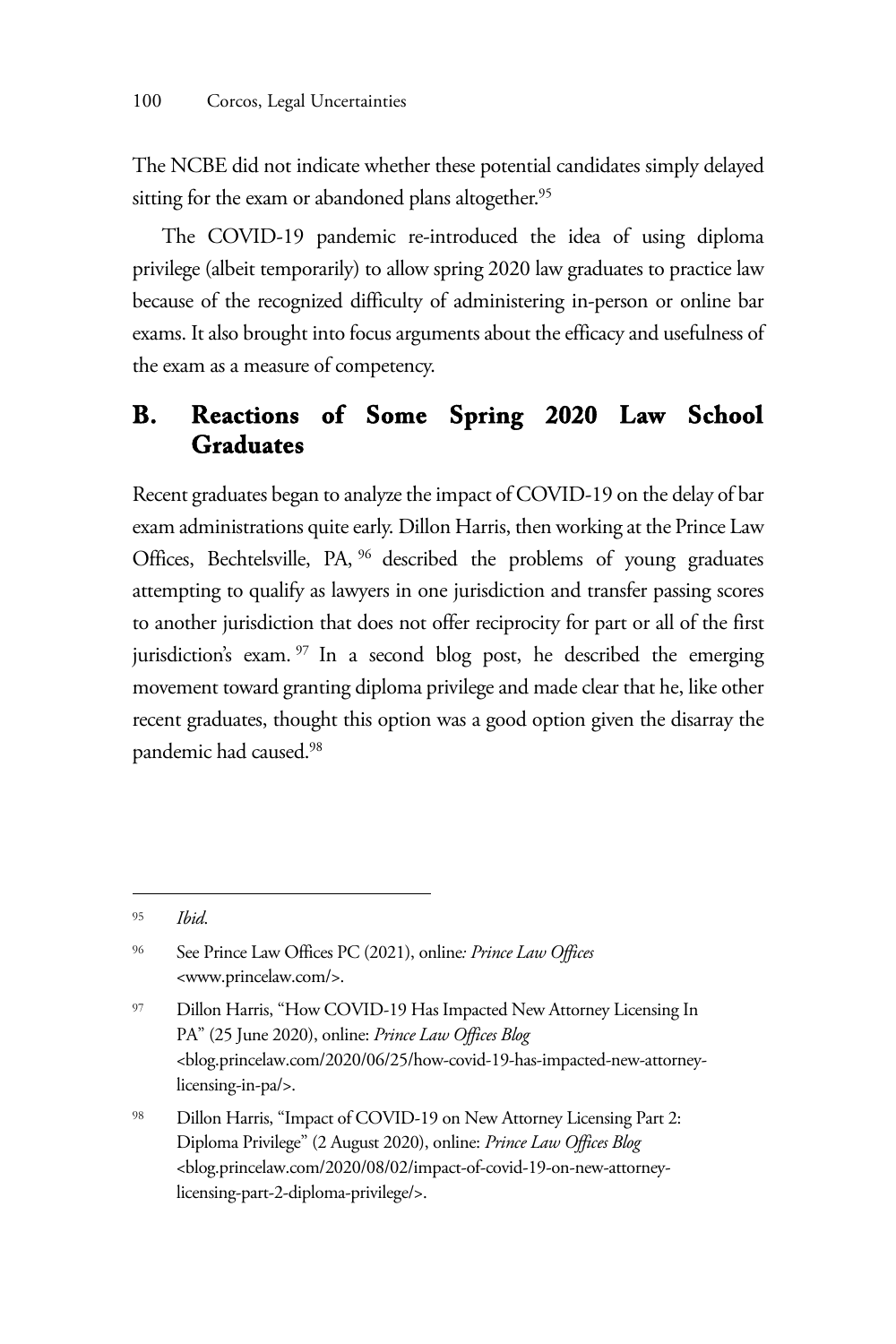The NCBE did not indicate whether these potential candidates simply delayed sitting for the exam or abandoned plans altogether.[95]

The COVID-19 pandemic re-introduced the idea of using diploma privilege (albeit temporarily) to allow spring 2020 law graduates to practice law because of the recognized difficulty of administering in-person or online bar exams. It also brought into focus arguments about the efficacy and usefulness of the exam as a measure of competency.

## B. Reactions of Some Spring 2020 Law School Graduates

Recent graduates began to analyze the impact of COVID-19 on the delay of bar exam administrations quite early. Dillon Harris, then working at the Prince Law Offices, Bechtelsville, PA,[96] described the problems of young graduates attempting to qualify as lawyers in one jurisdiction and transfer passing scores to another jurisdiction that does not offer reciprocity for part or all of the first jurisdiction's exam.[97] In a second blog post, he described the emerging movement toward granting diploma privilege and made clear that he, like other recent graduates, thought this option was a good option given the disarray the pandemic had caused.[98]

---

[95] *Ibid*.

[96] See Prince Law Offices PC (2021), online*: Prince Law Offices* <www.princelaw.com/>.

[97] Dillon Harris, "How COVID-19 Has Impacted New Attorney Licensing In PA" (25 June 2020), online: *Prince Law Offices Blog* <blog.princelaw.com/2020/06/25/how-covid-19-has-impacted-new-attorney-licensing-in-pa/>.

[98] Dillon Harris, "Impact of COVID-19 on New Attorney Licensing Part 2: Diploma Privilege" (2 August 2020), online: *Prince Law Offices Blog* <blog.princelaw.com/2020/08/02/impact-of-covid-19-on-new-attorney-licensing-part-2-diploma-privilege/>.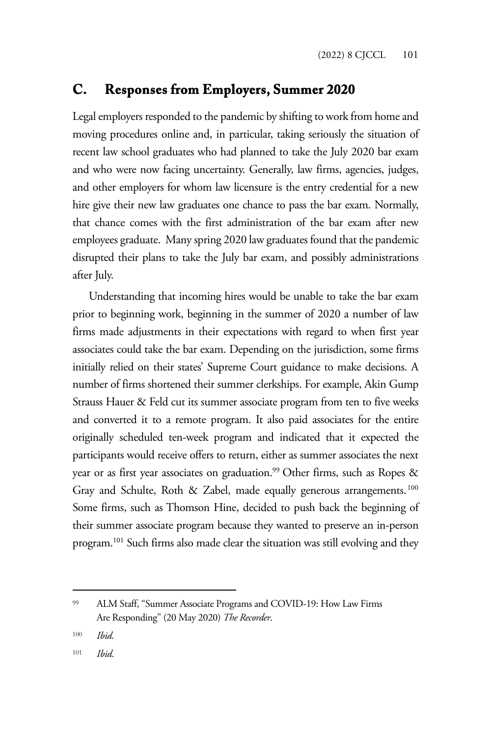## C. Responses from Employers, Summer 2020

Legal employers responded to the pandemic by shifting to work from home and moving procedures online and, in particular, taking seriously the situation of recent law school graduates who had planned to take the July 2020 bar exam and who were now facing uncertainty. Generally, law firms, agencies, judges, and other employers for whom law licensure is the entry credential for a new hire give their new law graduates one chance to pass the bar exam. Normally, that chance comes with the first administration of the bar exam after new employees graduate. Many spring 2020 law graduates found that the pandemic disrupted their plans to take the July bar exam, and possibly administrations after July.

Understanding that incoming hires would be unable to take the bar exam prior to beginning work, beginning in the summer of 2020 a number of law firms made adjustments in their expectations with regard to when first year associates could take the bar exam. Depending on the jurisdiction, some firms initially relied on their states' Supreme Court guidance to make decisions. A number of firms shortened their summer clerkships. For example, Akin Gump Strauss Hauer & Feld cut its summer associate program from ten to five weeks and converted it to a remote program. It also paid associates for the entire originally scheduled ten-week program and indicated that it expected the participants would receive offers to return, either as summer associates the next year or as first year associates on graduation.[99] Other firms, such as Ropes & Gray and Schulte, Roth & Zabel, made equally generous arrangements.[100] Some firms, such as Thomson Hine, decided to push back the beginning of their summer associate program because they wanted to preserve an in-person program.[101] Such firms also made clear the situation was still evolving and they

---

99 ALM Staff, "Summer Associate Programs and COVID-19: How Law Firms Are Responding" (20 May 2020) *The Recorder*.

100 *Ibid.*

101 *Ibid.*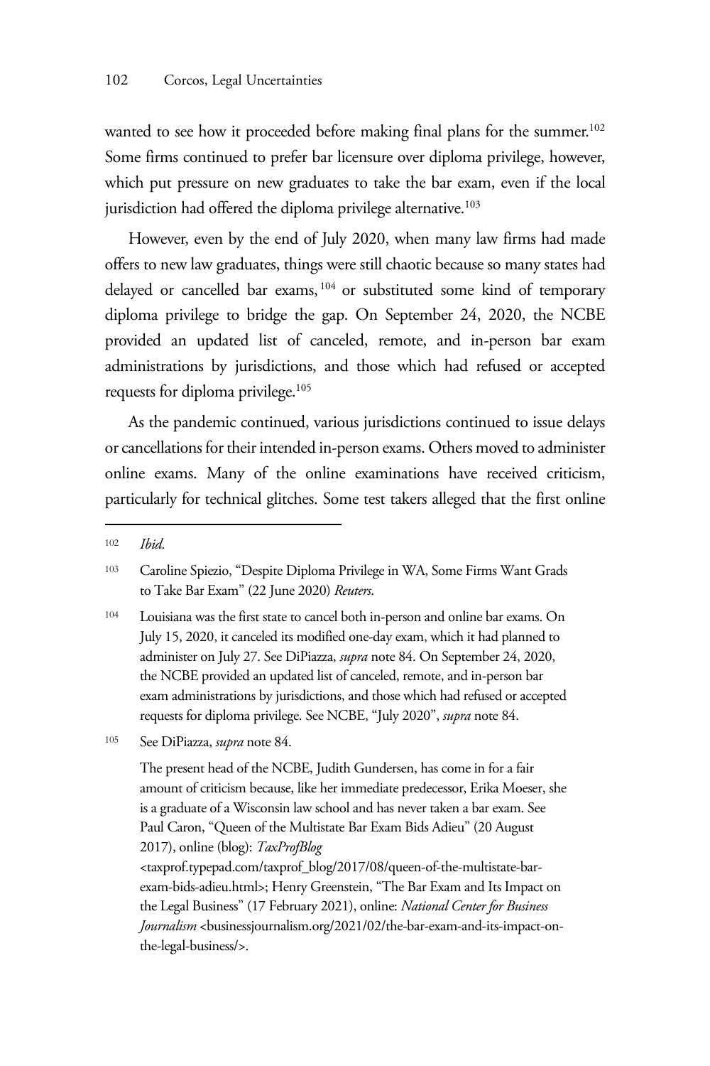wanted to see how it proceeded before making final plans for the summer.[102] Some firms continued to prefer bar licensure over diploma privilege, however, which put pressure on new graduates to take the bar exam, even if the local jurisdiction had offered the diploma privilege alternative.[103]

However, even by the end of July 2020, when many law firms had made offers to new law graduates, things were still chaotic because so many states had delayed or cancelled bar exams,[104] or substituted some kind of temporary diploma privilege to bridge the gap. On September 24, 2020, the NCBE provided an updated list of canceled, remote, and in-person bar exam administrations by jurisdictions, and those which had refused or accepted requests for diploma privilege.[105]

As the pandemic continued, various jurisdictions continued to issue delays or cancellations for their intended in-person exams. Others moved to administer online exams. Many of the online examinations have received criticism, particularly for technical glitches. Some test takers alleged that the first online

---

[102] *Ibid*.

[103] Caroline Spiezio, "Despite Diploma Privilege in WA, Some Firms Want Grads to Take Bar Exam" (22 June 2020) *Reuters*.

[104] Louisiana was the first state to cancel both in-person and online bar exams. On July 15, 2020, it canceled its modified one-day exam, which it had planned to administer on July 27. See DiPiazza, *supra* note 84. On September 24, 2020, the NCBE provided an updated list of canceled, remote, and in-person bar exam administrations by jurisdictions, and those which had refused or accepted requests for diploma privilege. See NCBE, "July 2020", *supra* note 84.

[105] See DiPiazza, *supra* note 84.

The present head of the NCBE, Judith Gundersen, has come in for a fair amount of criticism because, like her immediate predecessor, Erika Moeser, she is a graduate of a Wisconsin law school and has never taken a bar exam. See Paul Caron, "Queen of the Multistate Bar Exam Bids Adieu" (20 August 2017), online (blog): *TaxProfBlog* <taxprof.typepad.com/taxprof_blog/2017/08/queen-of-the-multistate-bar-exam-bids-adieu.html>; Henry Greenstein, "The Bar Exam and Its Impact on the Legal Business" (17 February 2021), online: *National Center for Business Journalism* <businessjournalism.org/2021/02/the-bar-exam-and-its-impact-on-the-legal-business/>.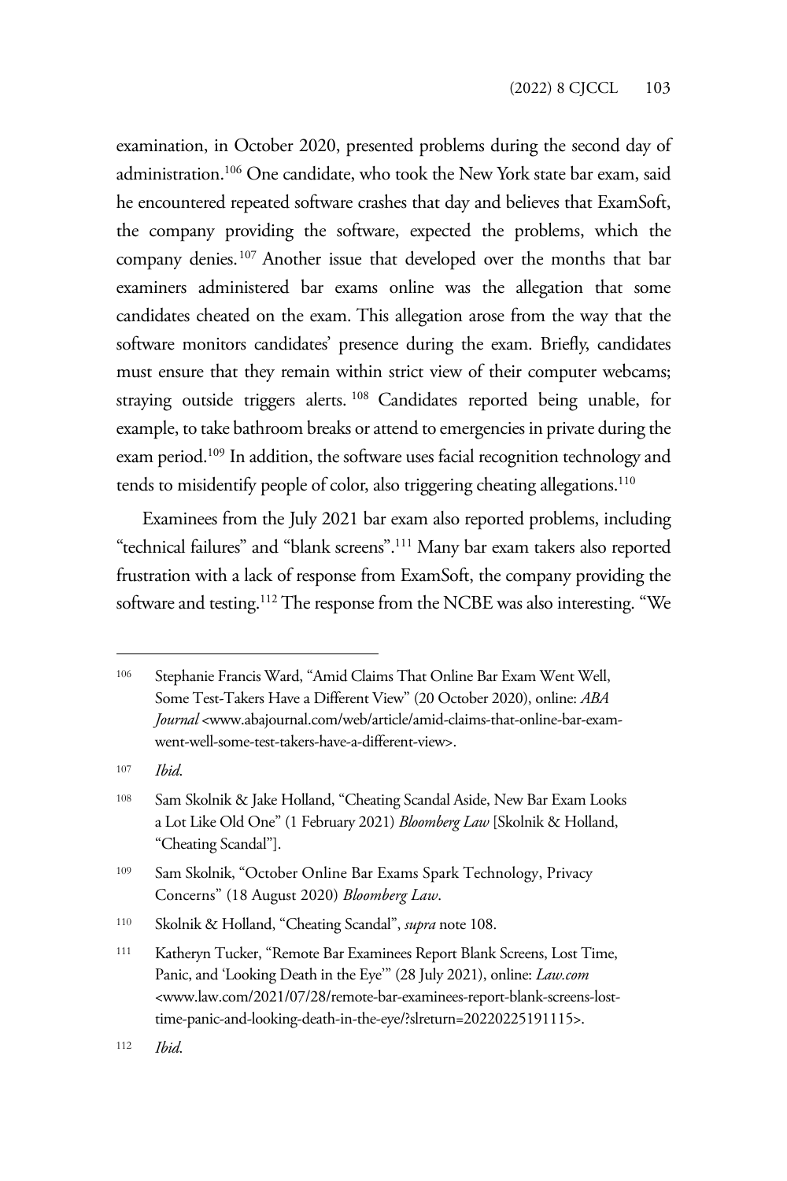examination, in October 2020, presented problems during the second day of administration.[106] One candidate, who took the New York state bar exam, said he encountered repeated software crashes that day and believes that ExamSoft, the company providing the software, expected the problems, which the company denies.[107] Another issue that developed over the months that bar examiners administered bar exams online was the allegation that some candidates cheated on the exam. This allegation arose from the way that the software monitors candidates' presence during the exam. Briefly, candidates must ensure that they remain within strict view of their computer webcams; straying outside triggers alerts.[108] Candidates reported being unable, for example, to take bathroom breaks or attend to emergencies in private during the exam period.[109] In addition, the software uses facial recognition technology and tends to misidentify people of color, also triggering cheating allegations.[110]

Examinees from the July 2021 bar exam also reported problems, including "technical failures" and "blank screens".[111] Many bar exam takers also reported frustration with a lack of response from ExamSoft, the company providing the software and testing.[112] The response from the NCBE was also interesting. "We

---

106 Stephanie Francis Ward, "Amid Claims That Online Bar Exam Went Well, Some Test-Takers Have a Different View" (20 October 2020), online: *ABA Journal* <www.abajournal.com/web/article/amid-claims-that-online-bar-exam-went-well-some-test-takers-have-a-different-view>.

107 *Ibid*.

108 Sam Skolnik & Jake Holland, "Cheating Scandal Aside, New Bar Exam Looks a Lot Like Old One" (1 February 2021) *Bloomberg Law* [Skolnik & Holland, "Cheating Scandal"].

109 Sam Skolnik, "October Online Bar Exams Spark Technology, Privacy Concerns" (18 August 2020) *Bloomberg Law*.

110 Skolnik & Holland, "Cheating Scandal", *supra* note 108.

111 Katheryn Tucker, "Remote Bar Examinees Report Blank Screens, Lost Time, Panic, and 'Looking Death in the Eye'" (28 July 2021), online: *Law.com* <www.law.com/2021/07/28/remote-bar-examinees-report-blank-screens-lost-time-panic-and-looking-death-in-the-eye/?slreturn=20220225191115>.

112 *Ibid*.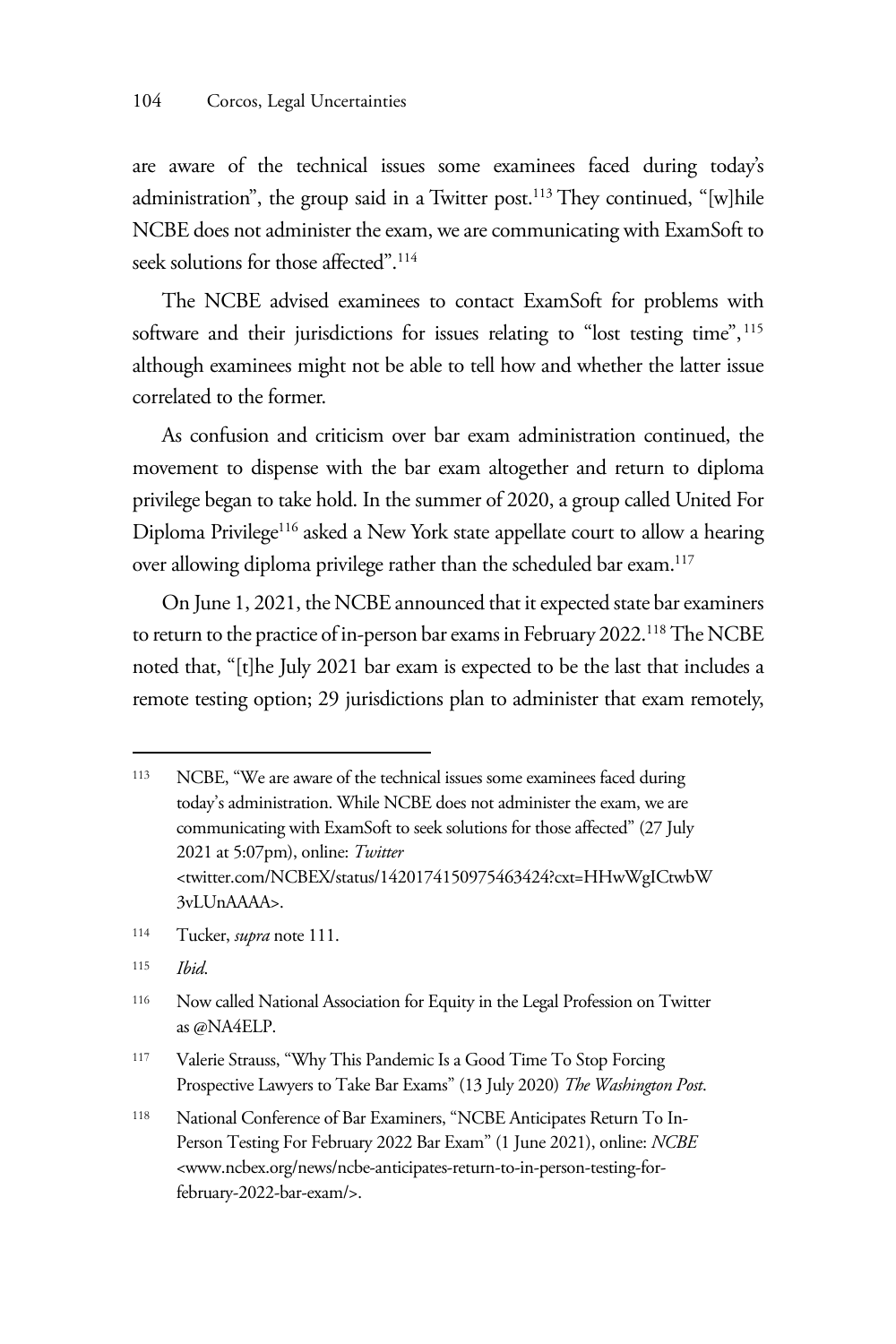are aware of the technical issues some examinees faced during today's administration", the group said in a Twitter post.[113] They continued, "[w]hile NCBE does not administer the exam, we are communicating with ExamSoft to seek solutions for those affected".[114]

The NCBE advised examinees to contact ExamSoft for problems with software and their jurisdictions for issues relating to "lost testing time",[115] although examinees might not be able to tell how and whether the latter issue correlated to the former.

As confusion and criticism over bar exam administration continued, the movement to dispense with the bar exam altogether and return to diploma privilege began to take hold. In the summer of 2020, a group called United For Diploma Privilege[116] asked a New York state appellate court to allow a hearing over allowing diploma privilege rather than the scheduled bar exam.[117]

On June 1, 2021, the NCBE announced that it expected state bar examiners to return to the practice of in-person bar exams in February 2022.[118] The NCBE noted that, "[t]he July 2021 bar exam is expected to be the last that includes a remote testing option; 29 jurisdictions plan to administer that exam remotely,

---

[113] NCBE, "We are aware of the technical issues some examinees faced during today's administration. While NCBE does not administer the exam, we are communicating with ExamSoft to seek solutions for those affected" (27 July 2021 at 5:07pm), online: *Twitter* <twitter.com/NCBEX/status/1420174150975463424?cxt=HHwWgICtwbW3vLUnAAAA>.

[114] Tucker, *supra* note 111.

[115] *Ibid.*

[116] Now called National Association for Equity in the Legal Profession on Twitter as @NA4ELP.

[117] Valerie Strauss, "Why This Pandemic Is a Good Time To Stop Forcing Prospective Lawyers to Take Bar Exams" (13 July 2020) *The Washington Post*.

[118] National Conference of Bar Examiners, "NCBE Anticipates Return To In-Person Testing For February 2022 Bar Exam" (1 June 2021), online: *NCBE* <www.ncbex.org/news/ncbe-anticipates-return-to-in-person-testing-for-february-2022-bar-exam/>.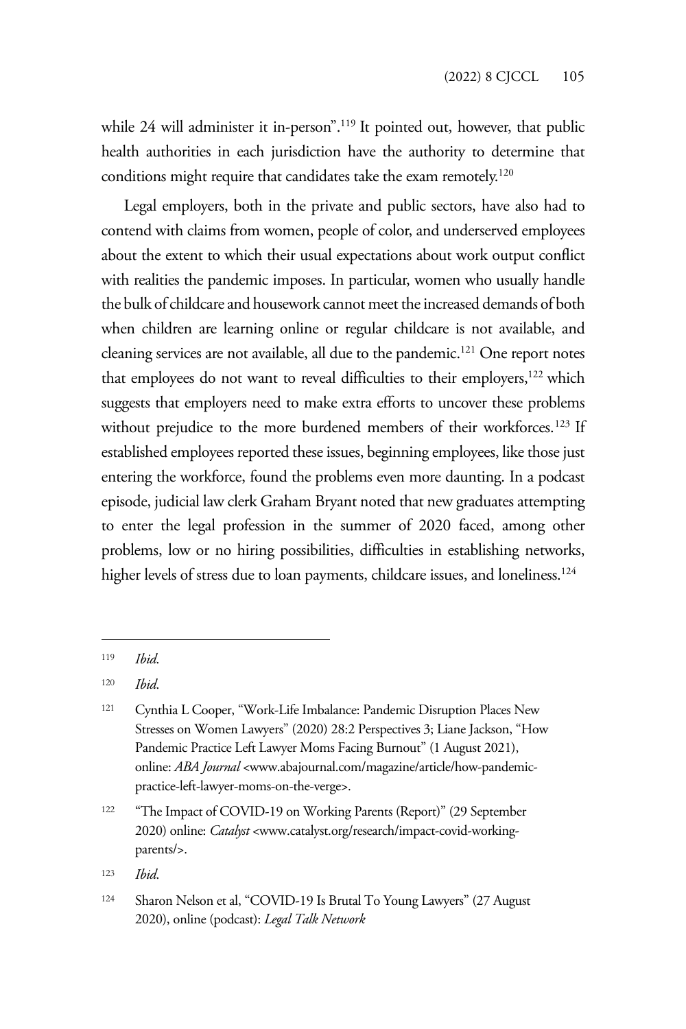while 24 will administer it in-person".[119] It pointed out, however, that public health authorities in each jurisdiction have the authority to determine that conditions might require that candidates take the exam remotely.[120]

Legal employers, both in the private and public sectors, have also had to contend with claims from women, people of color, and underserved employees about the extent to which their usual expectations about work output conflict with realities the pandemic imposes. In particular, women who usually handle the bulk of childcare and housework cannot meet the increased demands of both when children are learning online or regular childcare is not available, and cleaning services are not available, all due to the pandemic.[121] One report notes that employees do not want to reveal difficulties to their employers,[122] which suggests that employers need to make extra efforts to uncover these problems without prejudice to the more burdened members of their workforces.[123] If established employees reported these issues, beginning employees, like those just entering the workforce, found the problems even more daunting. In a podcast episode, judicial law clerk Graham Bryant noted that new graduates attempting to enter the legal profession in the summer of 2020 faced, among other problems, low or no hiring possibilities, difficulties in establishing networks, higher levels of stress due to loan payments, childcare issues, and loneliness.[124]

---

119 *Ibid*.

120 *Ibid*.

121 Cynthia L Cooper, "Work-Life Imbalance: Pandemic Disruption Places New Stresses on Women Lawyers" (2020) 28:2 Perspectives 3; Liane Jackson, "How Pandemic Practice Left Lawyer Moms Facing Burnout" (1 August 2021), online: *ABA Journal* <www.abajournal.com/magazine/article/how-pandemic-practice-left-lawyer-moms-on-the-verge>.

122 "The Impact of COVID-19 on Working Parents (Report)" (29 September 2020) online: *Catalyst* <www.catalyst.org/research/impact-covid-working-parents/>.

123 *Ibid*.

124 Sharon Nelson et al, "COVID-19 Is Brutal To Young Lawyers" (27 August 2020), online (podcast): *Legal Talk Network*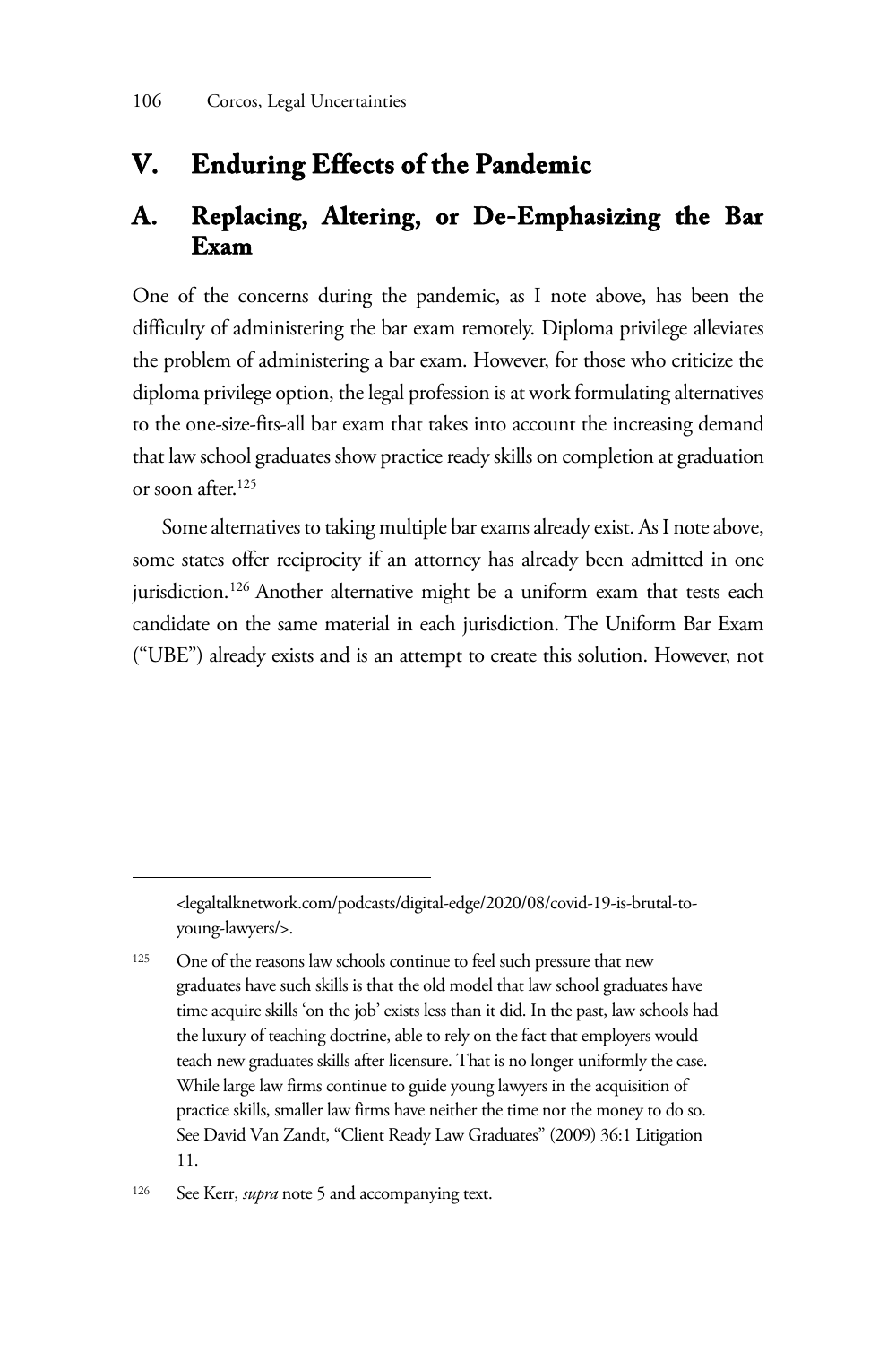## V. Enduring Effects of the Pandemic

### A. Replacing, Altering, or De-Emphasizing the Bar Exam

One of the concerns during the pandemic, as I note above, has been the difficulty of administering the bar exam remotely. Diploma privilege alleviates the problem of administering a bar exam. However, for those who criticize the diploma privilege option, the legal profession is at work formulating alternatives to the one-size-fits-all bar exam that takes into account the increasing demand that law school graduates show practice ready skills on completion at graduation or soon after.[125]

Some alternatives to taking multiple bar exams already exist. As I note above, some states offer reciprocity if an attorney has already been admitted in one jurisdiction.[126] Another alternative might be a uniform exam that tests each candidate on the same material in each jurisdiction. The Uniform Bar Exam ("UBE") already exists and is an attempt to create this solution. However, not

---

<legaltalknetwork.com/podcasts/digital-edge/2020/08/covid-19-is-brutal-to-young-lawyers/>.

[125] One of the reasons law schools continue to feel such pressure that new graduates have such skills is that the old model that law school graduates have time acquire skills 'on the job' exists less than it did. In the past, law schools had the luxury of teaching doctrine, able to rely on the fact that employers would teach new graduates skills after licensure. That is no longer uniformly the case. While large law firms continue to guide young lawyers in the acquisition of practice skills, smaller law firms have neither the time nor the money to do so. See David Van Zandt, "Client Ready Law Graduates" (2009) 36:1 Litigation 11.

[126] See Kerr, *supra* note 5 and accompanying text.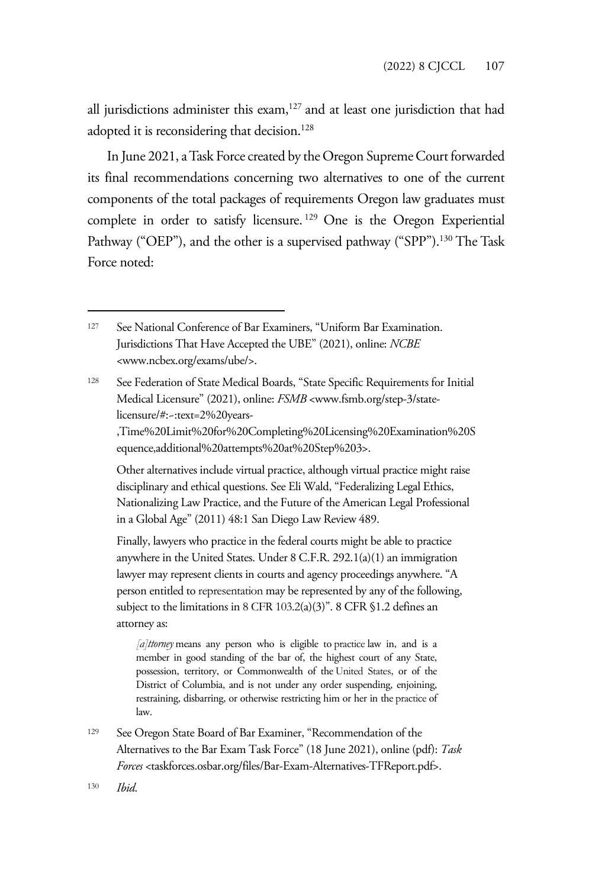all jurisdictions administer this exam,[127] and at least one jurisdiction that had adopted it is reconsidering that decision.[128]

In June 2021, a Task Force created by the Oregon Supreme Court forwarded its final recommendations concerning two alternatives to one of the current components of the total packages of requirements Oregon law graduates must complete in order to satisfy licensure.[129] One is the Oregon Experiential Pathway ("OEP"), and the other is a supervised pathway ("SPP").[130] The Task Force noted:

---

[127] See National Conference of Bar Examiners, "Uniform Bar Examination. Jurisdictions That Have Accepted the UBE" (2021), online: *NCBE* <www.ncbex.org/exams/ube/>.

[128] See Federation of State Medical Boards, "State Specific Requirements for Initial Medical Licensure" (2021), online: *FSMB* <www.fsmb.org/step-3/state-licensure/#:~:text=2%20years-,Time%20Limit%20for%20Completing%20Licensing%20Examination%20Sequence,additional%20attempts%20at%20Step%203>.

Other alternatives include virtual practice, although virtual practice might raise disciplinary and ethical questions. See Eli Wald, "Federalizing Legal Ethics, Nationalizing Law Practice, and the Future of the American Legal Professional in a Global Age" (2011) 48:1 San Diego Law Review 489.

Finally, lawyers who practice in the federal courts might be able to practice anywhere in the United States. Under 8 C.F.R. 292.1(a)(1) an immigration lawyer may represent clients in courts and agency proceedings anywhere. "A person entitled to representation may be represented by any of the following, subject to the limitations in 8 CFR 103.2(a)(3)". 8 CFR §1.2 defines an attorney as:

> *[a]ttorney* means any person who is eligible to practice law in, and is a member in good standing of the bar of, the highest court of any State, possession, territory, or Commonwealth of the United States, or of the District of Columbia, and is not under any order suspending, enjoining, restraining, disbarring, or otherwise restricting him or her in the practice of law.

[129] See Oregon State Board of Bar Examiner, "Recommendation of the Alternatives to the Bar Exam Task Force" (18 June 2021), online (pdf): *Task Forces* <taskforces.osbar.org/files/Bar-Exam-Alternatives-TFReport.pdf>.

[130] *Ibid.*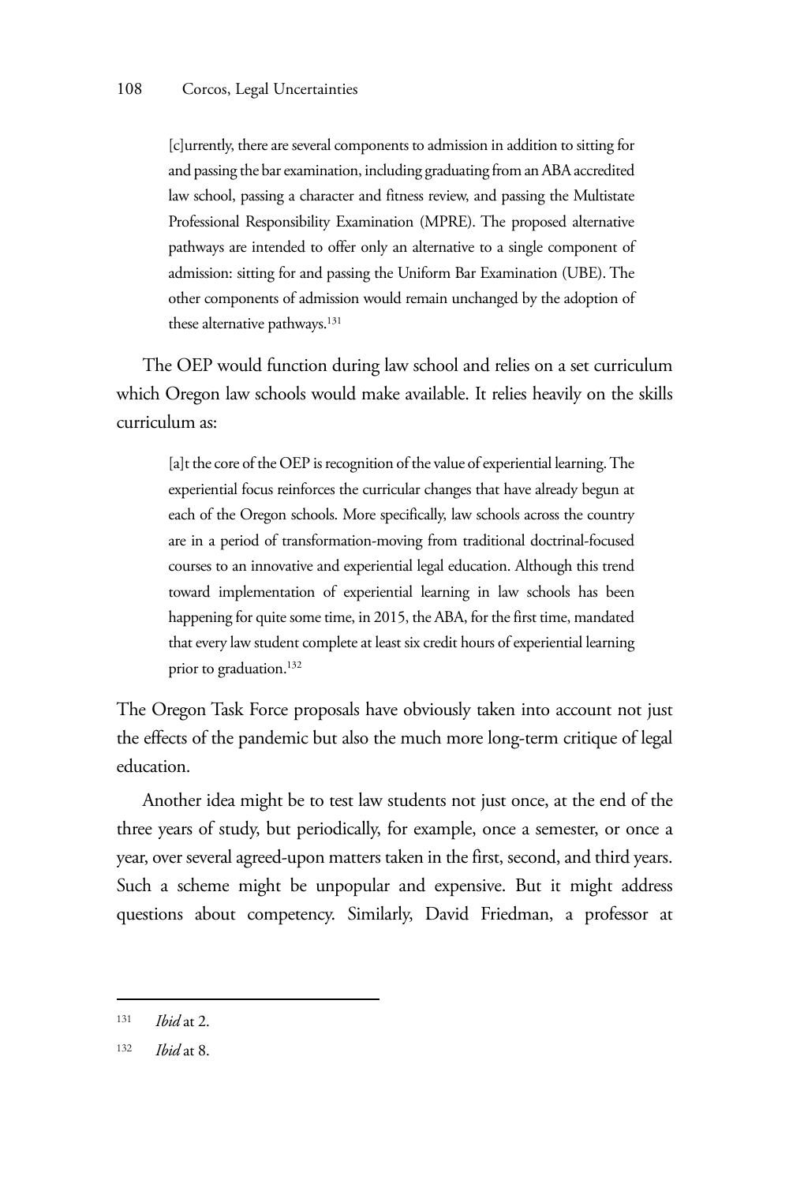> [c]urrently, there are several components to admission in addition to sitting for and passing the bar examination, including graduating from an ABA accredited law school, passing a character and fitness review, and passing the Multistate Professional Responsibility Examination (MPRE). The proposed alternative pathways are intended to offer only an alternative to a single component of admission: sitting for and passing the Uniform Bar Examination (UBE). The other components of admission would remain unchanged by the adoption of these alternative pathways.[131]

The OEP would function during law school and relies on a set curriculum which Oregon law schools would make available. It relies heavily on the skills curriculum as:

> [a]t the core of the OEP is recognition of the value of experiential learning. The experiential focus reinforces the curricular changes that have already begun at each of the Oregon schools. More specifically, law schools across the country are in a period of transformation-moving from traditional doctrinal-focused courses to an innovative and experiential legal education. Although this trend toward implementation of experiential learning in law schools has been happening for quite some time, in 2015, the ABA, for the first time, mandated that every law student complete at least six credit hours of experiential learning prior to graduation.[132]

The Oregon Task Force proposals have obviously taken into account not just the effects of the pandemic but also the much more long-term critique of legal education.

Another idea might be to test law students not just once, at the end of the three years of study, but periodically, for example, once a semester, or once a year, over several agreed-upon matters taken in the first, second, and third years. Such a scheme might be unpopular and expensive. But it might address questions about competency. Similarly, David Friedman, a professor at

---

[131] *Ibid* at 2.

[132] *Ibid* at 8.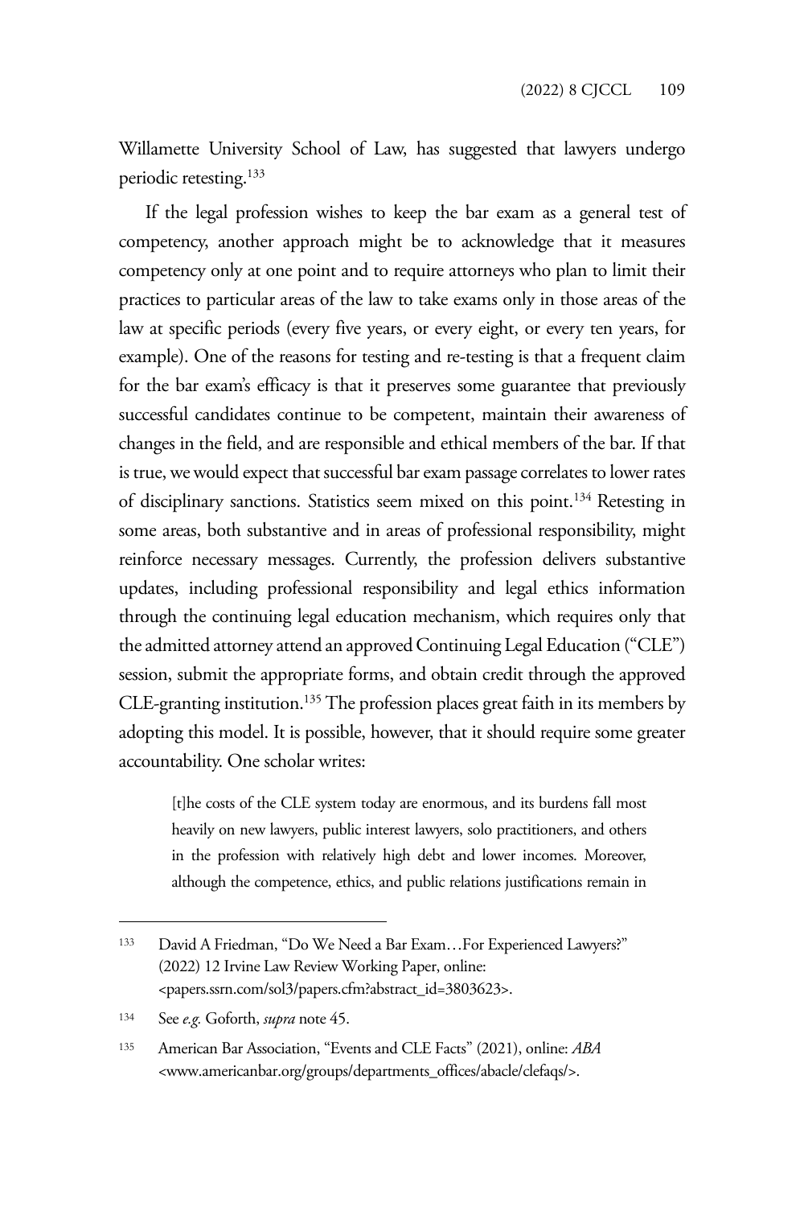Willamette University School of Law, has suggested that lawyers undergo periodic retesting.[133]

If the legal profession wishes to keep the bar exam as a general test of competency, another approach might be to acknowledge that it measures competency only at one point and to require attorneys who plan to limit their practices to particular areas of the law to take exams only in those areas of the law at specific periods (every five years, or every eight, or every ten years, for example). One of the reasons for testing and re-testing is that a frequent claim for the bar exam's efficacy is that it preserves some guarantee that previously successful candidates continue to be competent, maintain their awareness of changes in the field, and are responsible and ethical members of the bar. If that is true, we would expect that successful bar exam passage correlates to lower rates of disciplinary sanctions. Statistics seem mixed on this point.[134] Retesting in some areas, both substantive and in areas of professional responsibility, might reinforce necessary messages. Currently, the profession delivers substantive updates, including professional responsibility and legal ethics information through the continuing legal education mechanism, which requires only that the admitted attorney attend an approved Continuing Legal Education ("CLE") session, submit the appropriate forms, and obtain credit through the approved CLE-granting institution.[135] The profession places great faith in its members by adopting this model. It is possible, however, that it should require some greater accountability. One scholar writes:

> [t]he costs of the CLE system today are enormous, and its burdens fall most heavily on new lawyers, public interest lawyers, solo practitioners, and others in the profession with relatively high debt and lower incomes. Moreover, although the competence, ethics, and public relations justifications remain in

---

133 David A Friedman, "Do We Need a Bar Exam…For Experienced Lawyers?" (2022) 12 Irvine Law Review Working Paper, online: <papers.ssrn.com/sol3/papers.cfm?abstract_id=3803623>.

134 See *e.g.* Goforth, *supra* note 45.

135 American Bar Association, "Events and CLE Facts" (2021), online: *ABA* <www.americanbar.org/groups/departments_offices/abacle/clefaqs/>.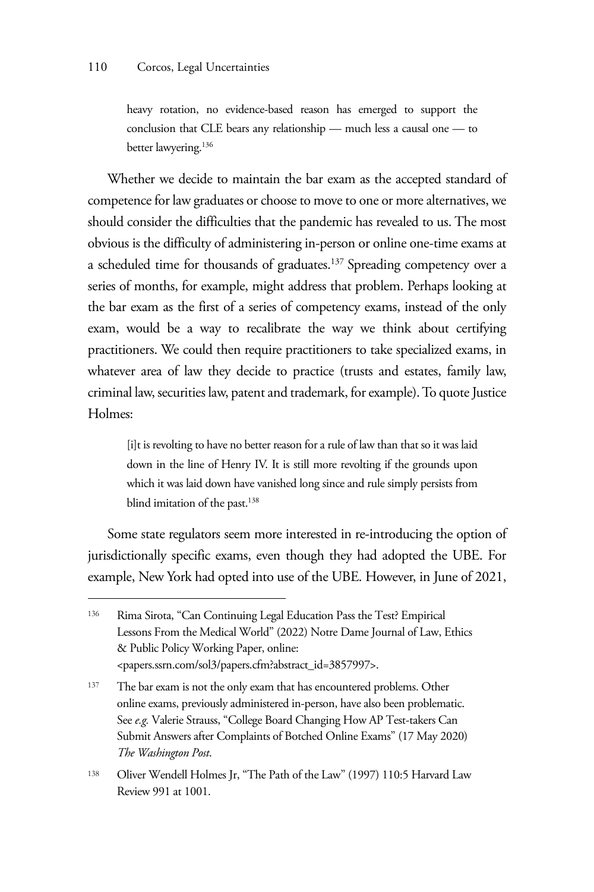> heavy rotation, no evidence-based reason has emerged to support the conclusion that CLE bears any relationship — much less a causal one — to better lawyering.[136]

Whether we decide to maintain the bar exam as the accepted standard of competence for law graduates or choose to move to one or more alternatives, we should consider the difficulties that the pandemic has revealed to us. The most obvious is the difficulty of administering in-person or online one-time exams at a scheduled time for thousands of graduates.[137] Spreading competency over a series of months, for example, might address that problem. Perhaps looking at the bar exam as the first of a series of competency exams, instead of the only exam, would be a way to recalibrate the way we think about certifying practitioners. We could then require practitioners to take specialized exams, in whatever area of law they decide to practice (trusts and estates, family law, criminal law, securities law, patent and trademark, for example). To quote Justice Holmes:

> [i]t is revolting to have no better reason for a rule of law than that so it was laid down in the line of Henry IV. It is still more revolting if the grounds upon which it was laid down have vanished long since and rule simply persists from blind imitation of the past.[138]

Some state regulators seem more interested in re-introducing the option of jurisdictionally specific exams, even though they had adopted the UBE. For example, New York had opted into use of the UBE. However, in June of 2021,

---

136 Rima Sirota, "Can Continuing Legal Education Pass the Test? Empirical Lessons From the Medical World" (2022) Notre Dame Journal of Law, Ethics & Public Policy Working Paper, online: <papers.ssrn.com/sol3/papers.cfm?abstract_id=3857997>.

137 The bar exam is not the only exam that has encountered problems. Other online exams, previously administered in-person, have also been problematic. See *e.g.* Valerie Strauss, "College Board Changing How AP Test-takers Can Submit Answers after Complaints of Botched Online Exams" (17 May 2020) *The Washington Post*.

138 Oliver Wendell Holmes Jr, "The Path of the Law" (1997) 110:5 Harvard Law Review 991 at 1001.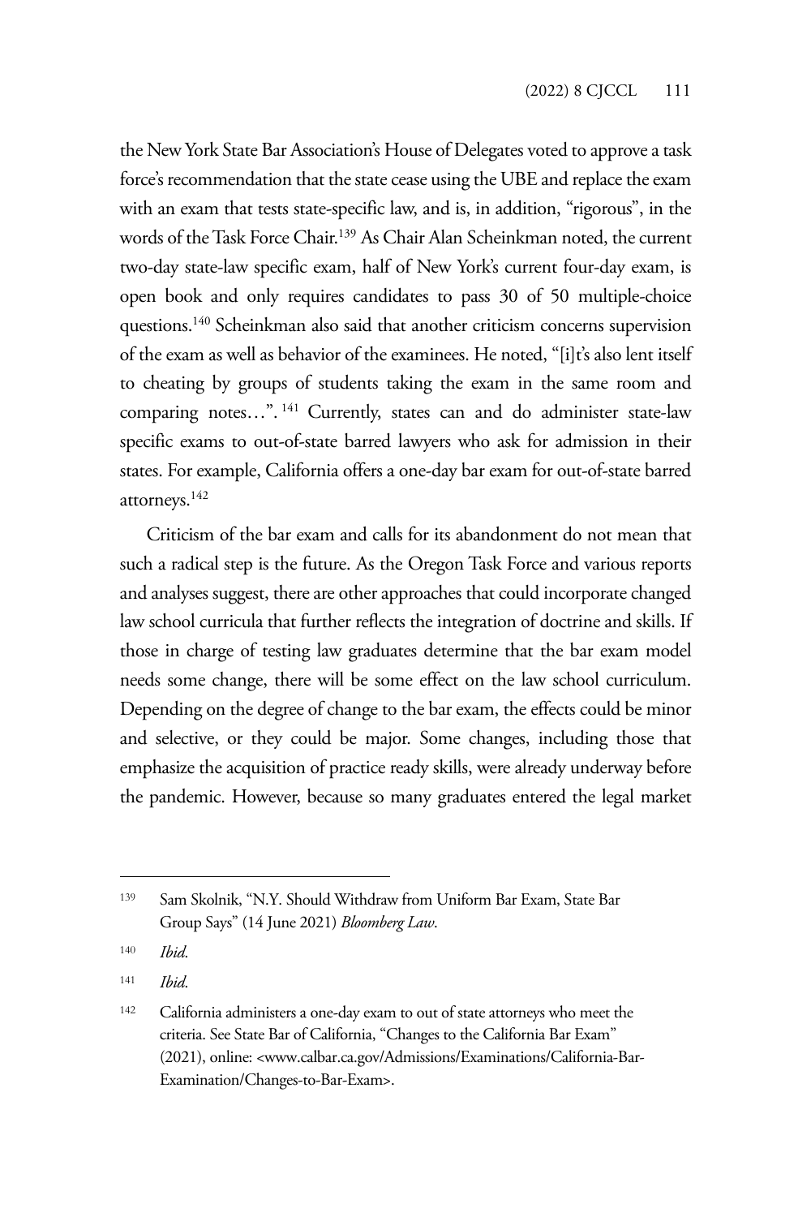the New York State Bar Association's House of Delegates voted to approve a task force's recommendation that the state cease using the UBE and replace the exam with an exam that tests state-specific law, and is, in addition, "rigorous", in the words of the Task Force Chair.[139] As Chair Alan Scheinkman noted, the current two-day state-law specific exam, half of New York's current four-day exam, is open book and only requires candidates to pass 30 of 50 multiple-choice questions.[140] Scheinkman also said that another criticism concerns supervision of the exam as well as behavior of the examinees. He noted, "[i]t's also lent itself to cheating by groups of students taking the exam in the same room and comparing notes…".[141] Currently, states can and do administer state-law specific exams to out-of-state barred lawyers who ask for admission in their states. For example, California offers a one-day bar exam for out-of-state barred attorneys.[142]

Criticism of the bar exam and calls for its abandonment do not mean that such a radical step is the future. As the Oregon Task Force and various reports and analyses suggest, there are other approaches that could incorporate changed law school curricula that further reflects the integration of doctrine and skills. If those in charge of testing law graduates determine that the bar exam model needs some change, there will be some effect on the law school curriculum. Depending on the degree of change to the bar exam, the effects could be minor and selective, or they could be major. Some changes, including those that emphasize the acquisition of practice ready skills, were already underway before the pandemic. However, because so many graduates entered the legal market

---

139 Sam Skolnik, "N.Y. Should Withdraw from Uniform Bar Exam, State Bar Group Says" (14 June 2021) *Bloomberg Law*.

140 *Ibid.*

141 *Ibid.*

142 California administers a one-day exam to out of state attorneys who meet the criteria. See State Bar of California, "Changes to the California Bar Exam" (2021), online: <www.calbar.ca.gov/Admissions/Examinations/California-Bar-Examination/Changes-to-Bar-Exam>.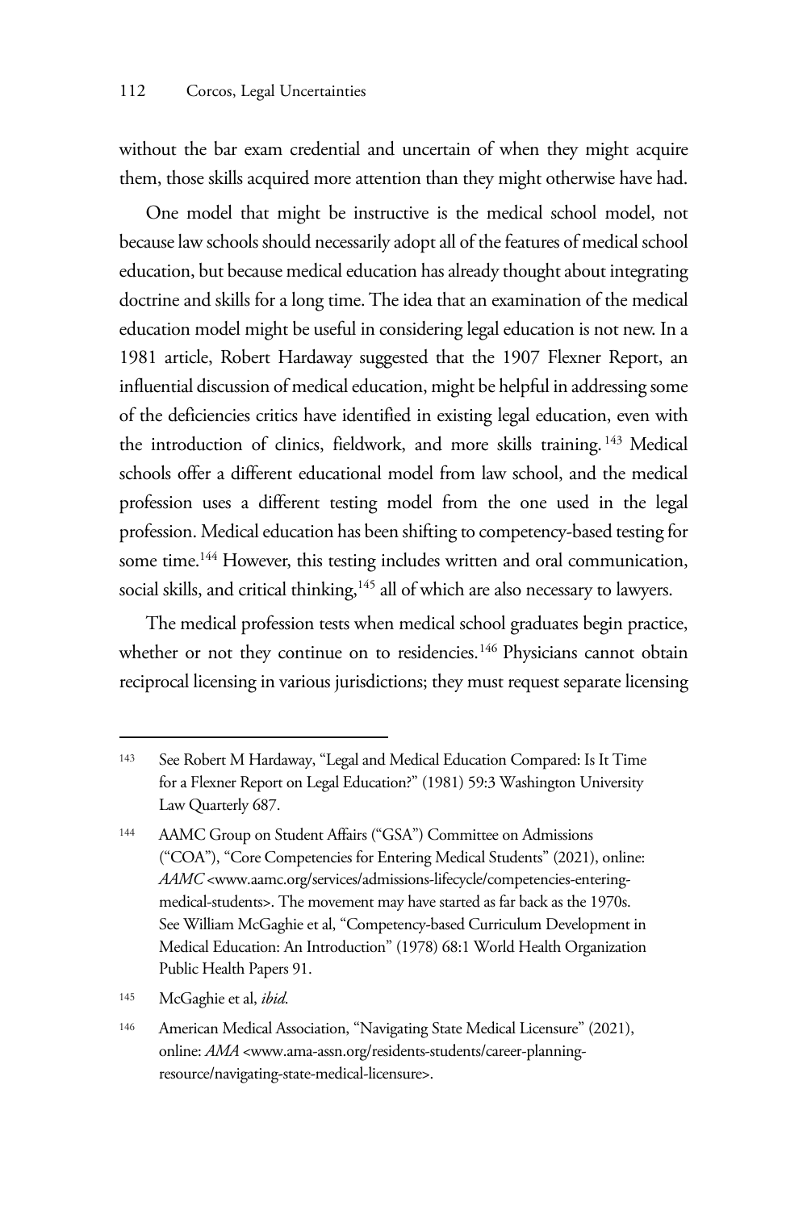without the bar exam credential and uncertain of when they might acquire them, those skills acquired more attention than they might otherwise have had.

One model that might be instructive is the medical school model, not because law schools should necessarily adopt all of the features of medical school education, but because medical education has already thought about integrating doctrine and skills for a long time. The idea that an examination of the medical education model might be useful in considering legal education is not new. In a 1981 article, Robert Hardaway suggested that the 1907 Flexner Report, an influential discussion of medical education, might be helpful in addressing some of the deficiencies critics have identified in existing legal education, even with the introduction of clinics, fieldwork, and more skills training.[143] Medical schools offer a different educational model from law school, and the medical profession uses a different testing model from the one used in the legal profession. Medical education has been shifting to competency-based testing for some time.[144] However, this testing includes written and oral communication, social skills, and critical thinking,[145] all of which are also necessary to lawyers.

The medical profession tests when medical school graduates begin practice, whether or not they continue on to residencies.[146] Physicians cannot obtain reciprocal licensing in various jurisdictions; they must request separate licensing

---

143 See Robert M Hardaway, "Legal and Medical Education Compared: Is It Time for a Flexner Report on Legal Education?" (1981) 59:3 Washington University Law Quarterly 687.

144 AAMC Group on Student Affairs ("GSA") Committee on Admissions ("COA"), "Core Competencies for Entering Medical Students" (2021), online: *AAMC* <www.aamc.org/services/admissions-lifecycle/competencies-entering-medical-students>. The movement may have started as far back as the 1970s. See William McGaghie et al, "Competency-based Curriculum Development in Medical Education: An Introduction" (1978) 68:1 World Health Organization Public Health Papers 91.

145 McGaghie et al, *ibid*.

146 American Medical Association, "Navigating State Medical Licensure" (2021), online: *AMA* <www.ama-assn.org/residents-students/career-planning-resource/navigating-state-medical-licensure>.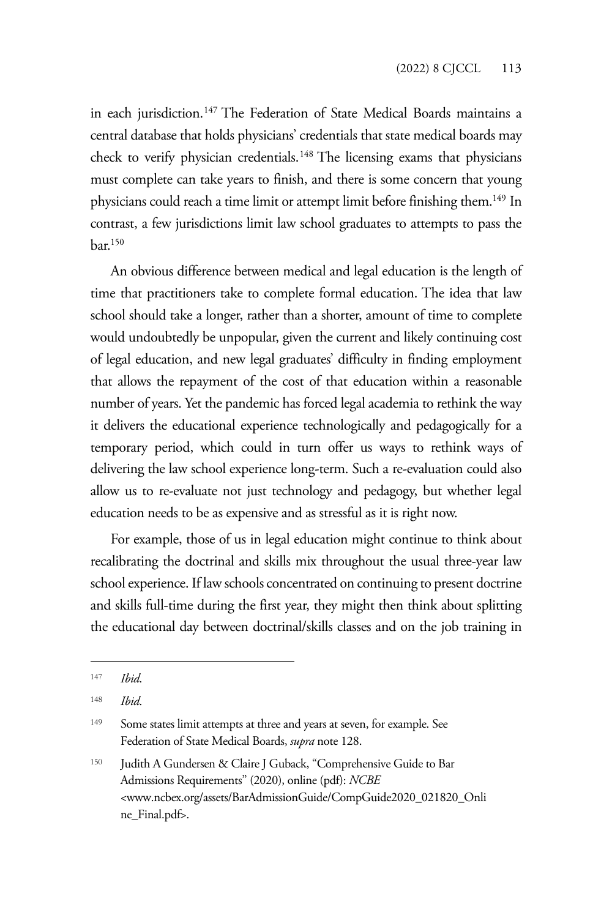in each jurisdiction.[147] The Federation of State Medical Boards maintains a central database that holds physicians' credentials that state medical boards may check to verify physician credentials.[148] The licensing exams that physicians must complete can take years to finish, and there is some concern that young physicians could reach a time limit or attempt limit before finishing them.[149] In contrast, a few jurisdictions limit law school graduates to attempts to pass the bar.[150]

An obvious difference between medical and legal education is the length of time that practitioners take to complete formal education. The idea that law school should take a longer, rather than a shorter, amount of time to complete would undoubtedly be unpopular, given the current and likely continuing cost of legal education, and new legal graduates' difficulty in finding employment that allows the repayment of the cost of that education within a reasonable number of years. Yet the pandemic has forced legal academia to rethink the way it delivers the educational experience technologically and pedagogically for a temporary period, which could in turn offer us ways to rethink ways of delivering the law school experience long-term. Such a re-evaluation could also allow us to re-evaluate not just technology and pedagogy, but whether legal education needs to be as expensive and as stressful as it is right now.

For example, those of us in legal education might continue to think about recalibrating the doctrinal and skills mix throughout the usual three-year law school experience. If law schools concentrated on continuing to present doctrine and skills full-time during the first year, they might then think about splitting the educational day between doctrinal/skills classes and on the job training in

---

[147] *Ibid.*

[148] *Ibid.*

[149] Some states limit attempts at three and years at seven, for example. See Federation of State Medical Boards, *supra* note 128.

[150] Judith A Gundersen & Claire J Guback, "Comprehensive Guide to Bar Admissions Requirements" (2020), online (pdf): *NCBE* <www.ncbex.org/assets/BarAdmissionGuide/CompGuide2020_021820_Online_Final.pdf>.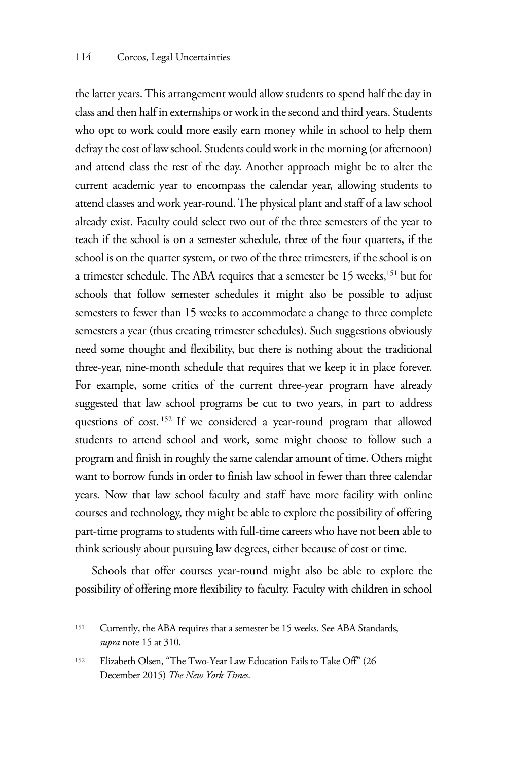the latter years. This arrangement would allow students to spend half the day in class and then half in externships or work in the second and third years. Students who opt to work could more easily earn money while in school to help them defray the cost of law school. Students could work in the morning (or afternoon) and attend class the rest of the day. Another approach might be to alter the current academic year to encompass the calendar year, allowing students to attend classes and work year-round. The physical plant and staff of a law school already exist. Faculty could select two out of the three semesters of the year to teach if the school is on a semester schedule, three of the four quarters, if the school is on the quarter system, or two of the three trimesters, if the school is on a trimester schedule. The ABA requires that a semester be 15 weeks,[151] but for schools that follow semester schedules it might also be possible to adjust semesters to fewer than 15 weeks to accommodate a change to three complete semesters a year (thus creating trimester schedules). Such suggestions obviously need some thought and flexibility, but there is nothing about the traditional three-year, nine-month schedule that requires that we keep it in place forever. For example, some critics of the current three-year program have already suggested that law school programs be cut to two years, in part to address questions of cost.[152] If we considered a year-round program that allowed students to attend school and work, some might choose to follow such a program and finish in roughly the same calendar amount of time. Others might want to borrow funds in order to finish law school in fewer than three calendar years. Now that law school faculty and staff have more facility with online courses and technology, they might be able to explore the possibility of offering part-time programs to students with full-time careers who have not been able to think seriously about pursuing law degrees, either because of cost or time.

Schools that offer courses year-round might also be able to explore the possibility of offering more flexibility to faculty. Faculty with children in school

---

[151] Currently, the ABA requires that a semester be 15 weeks. See ABA Standards, *supra* note 15 at 310.

[152] Elizabeth Olsen, "The Two-Year Law Education Fails to Take Off" (26 December 2015) *The New York Times*.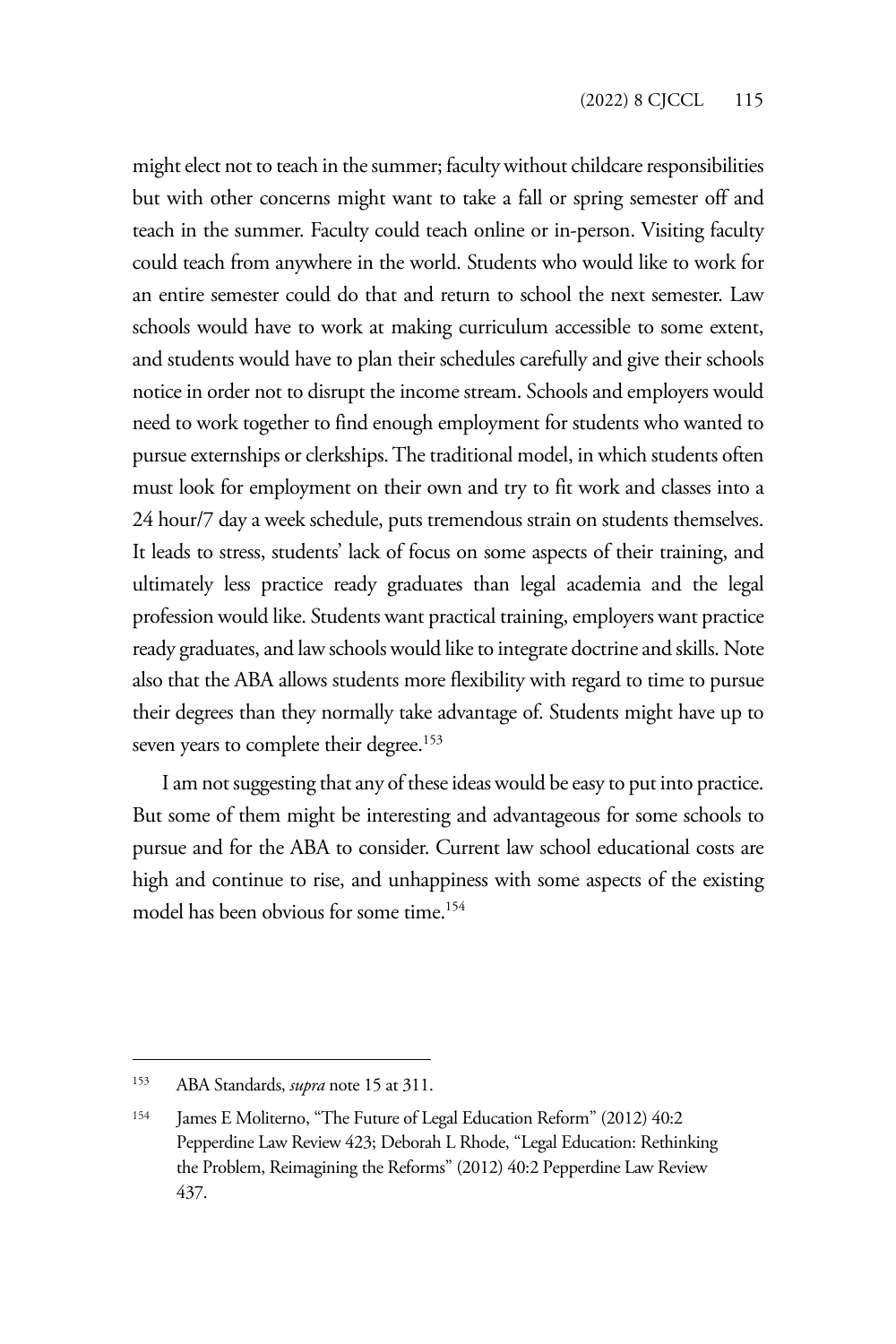might elect not to teach in the summer; faculty without childcare responsibilities but with other concerns might want to take a fall or spring semester off and teach in the summer. Faculty could teach online or in-person. Visiting faculty could teach from anywhere in the world. Students who would like to work for an entire semester could do that and return to school the next semester. Law schools would have to work at making curriculum accessible to some extent, and students would have to plan their schedules carefully and give their schools notice in order not to disrupt the income stream. Schools and employers would need to work together to find enough employment for students who wanted to pursue externships or clerkships. The traditional model, in which students often must look for employment on their own and try to fit work and classes into a 24 hour/7 day a week schedule, puts tremendous strain on students themselves. It leads to stress, students' lack of focus on some aspects of their training, and ultimately less practice ready graduates than legal academia and the legal profession would like. Students want practical training, employers want practice ready graduates, and law schools would like to integrate doctrine and skills. Note also that the ABA allows students more flexibility with regard to time to pursue their degrees than they normally take advantage of. Students might have up to seven years to complete their degree.[153]

I am not suggesting that any of these ideas would be easy to put into practice. But some of them might be interesting and advantageous for some schools to pursue and for the ABA to consider. Current law school educational costs are high and continue to rise, and unhappiness with some aspects of the existing model has been obvious for some time.[154]

---

153 ABA Standards, *supra* note 15 at 311.

154 James E Moliterno, "The Future of Legal Education Reform" (2012) 40:2 Pepperdine Law Review 423; Deborah L Rhode, "Legal Education: Rethinking the Problem, Reimagining the Reforms" (2012) 40:2 Pepperdine Law Review 437.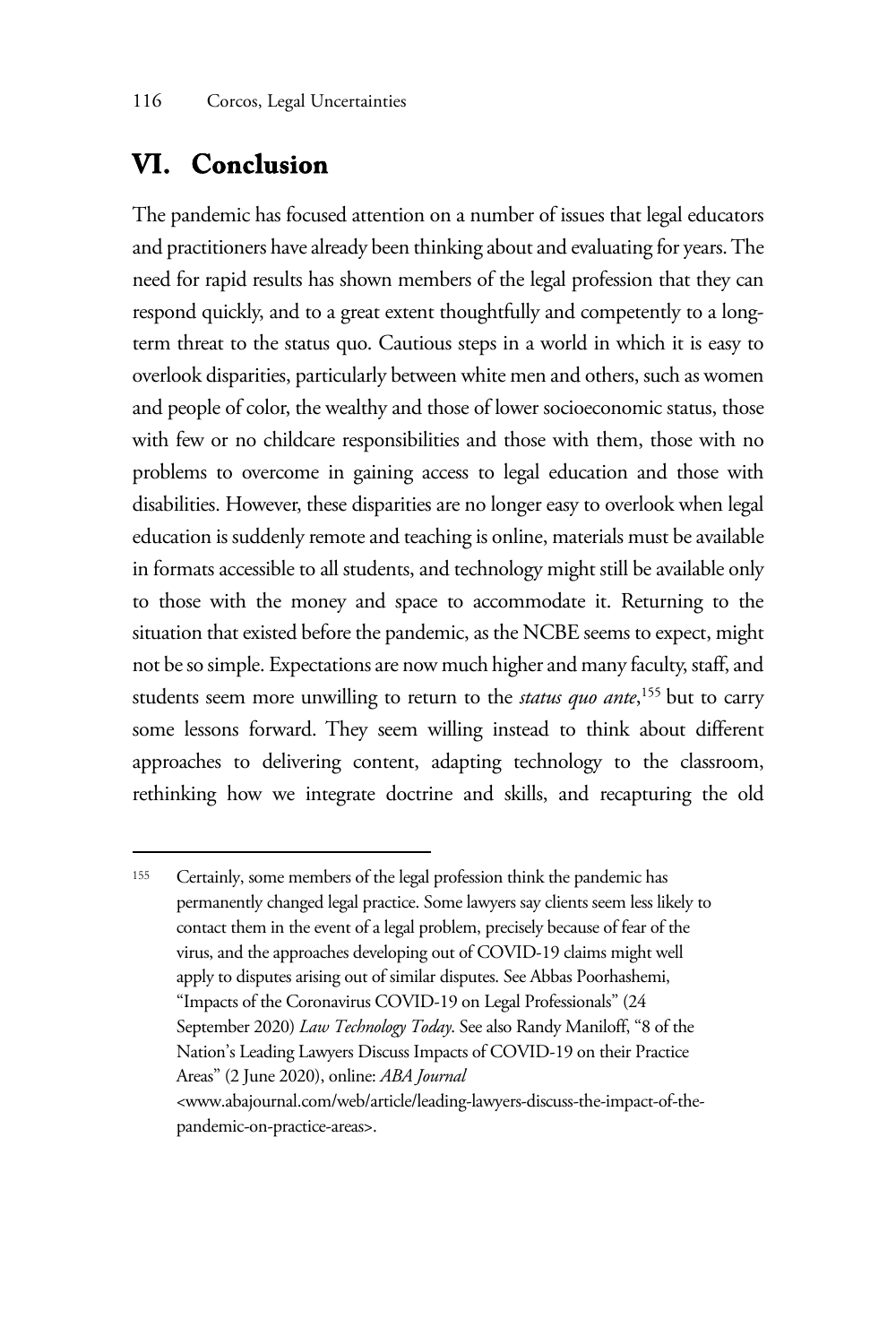# VI. Conclusion

The pandemic has focused attention on a number of issues that legal educators and practitioners have already been thinking about and evaluating for years. The need for rapid results has shown members of the legal profession that they can respond quickly, and to a great extent thoughtfully and competently to a long-term threat to the status quo. Cautious steps in a world in which it is easy to overlook disparities, particularly between white men and others, such as women and people of color, the wealthy and those of lower socioeconomic status, those with few or no childcare responsibilities and those with them, those with no problems to overcome in gaining access to legal education and those with disabilities. However, these disparities are no longer easy to overlook when legal education is suddenly remote and teaching is online, materials must be available in formats accessible to all students, and technology might still be available only to those with the money and space to accommodate it. Returning to the situation that existed before the pandemic, as the NCBE seems to expect, might not be so simple. Expectations are now much higher and many faculty, staff, and students seem more unwilling to return to the *status quo ante*,[155] but to carry some lessons forward. They seem willing instead to think about different approaches to delivering content, adapting technology to the classroom, rethinking how we integrate doctrine and skills, and recapturing the old

---

155 Certainly, some members of the legal profession think the pandemic has permanently changed legal practice. Some lawyers say clients seem less likely to contact them in the event of a legal problem, precisely because of fear of the virus, and the approaches developing out of COVID-19 claims might well apply to disputes arising out of similar disputes. See Abbas Poorhashemi, "Impacts of the Coronavirus COVID-19 on Legal Professionals" (24 September 2020) *Law Technology Today*. See also Randy Maniloff, "8 of the Nation's Leading Lawyers Discuss Impacts of COVID-19 on their Practice Areas" (2 June 2020), online: *ABA Journal* <www.abajournal.com/web/article/leading-lawyers-discuss-the-impact-of-the-pandemic-on-practice-areas>.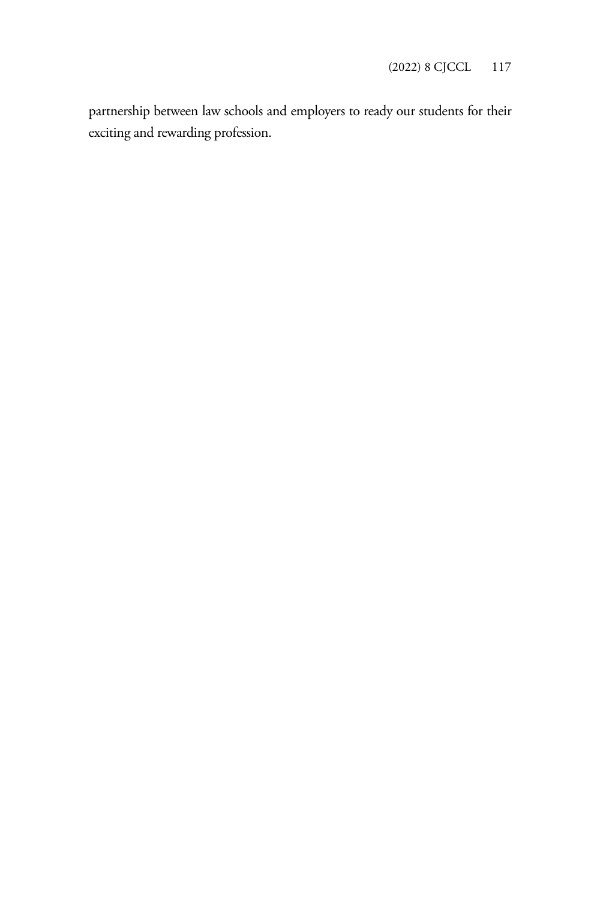partnership between law schools and employers to ready our students for their exciting and rewarding profession.